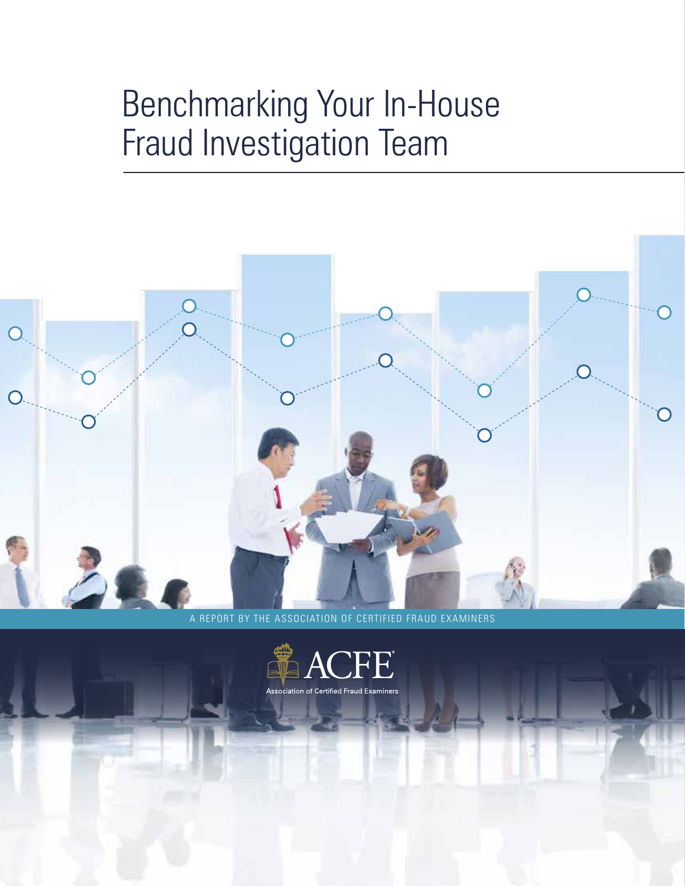# Benchmarking Your In-House Fraud Investigation Team

A REPORT BY THE ASSOCIATION OF CERTIFIED FRAUD EXAMINERS

ACFE®

Association of Certified Fraud Examiners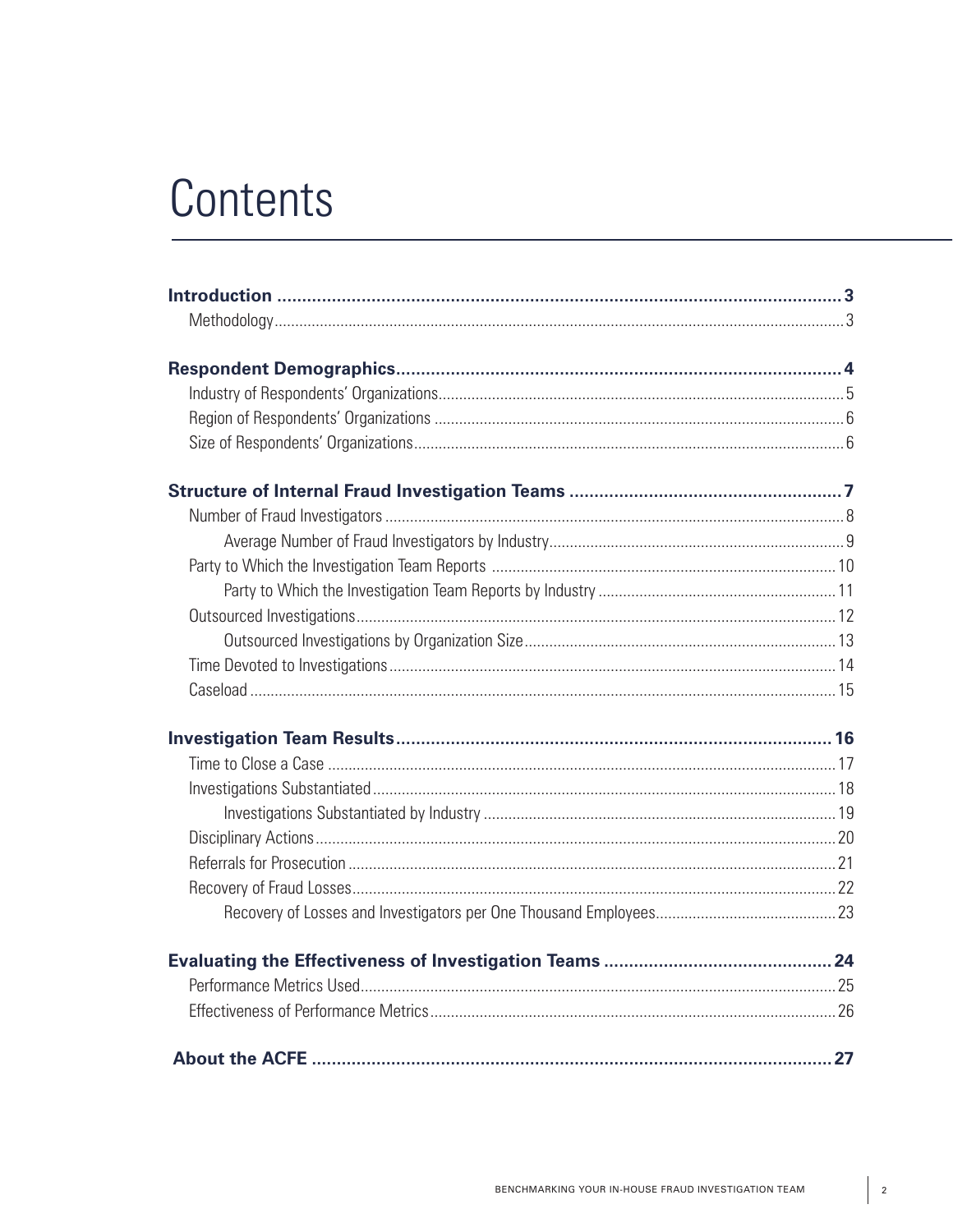# Contents

**Introduction** .......... **3**
- Methodology .......... 3

**Respondent Demographics** .......... **4**
- Industry of Respondents' Organizations .......... 5
- Region of Respondents' Organizations .......... 6
- Size of Respondents' Organizations .......... 6

**Structure of Internal Fraud Investigation Teams** .......... **7**
- Number of Fraud Investigators .......... 8
  - Average Number of Fraud Investigators by Industry .......... 9
- Party to Which the Investigation Team Reports .......... 10
  - Party to Which the Investigation Team Reports by Industry .......... 11
- Outsourced Investigations .......... 12
  - Outsourced Investigations by Organization Size .......... 13
- Time Devoted to Investigations .......... 14
- Caseload .......... 15

**Investigation Team Results** .......... **16**
- Time to Close a Case .......... 17
- Investigations Substantiated .......... 18
  - Investigations Substantiated by Industry .......... 19
- Disciplinary Actions .......... 20
- Referrals for Prosecution .......... 21
- Recovery of Fraud Losses .......... 22
  - Recovery of Losses and Investigators per One Thousand Employees .......... 23

**Evaluating the Effectiveness of Investigation Teams** .......... **24**
- Performance Metrics Used .......... 25
- Effectiveness of Performance Metrics .......... 26

**About the ACFE** .......... **27**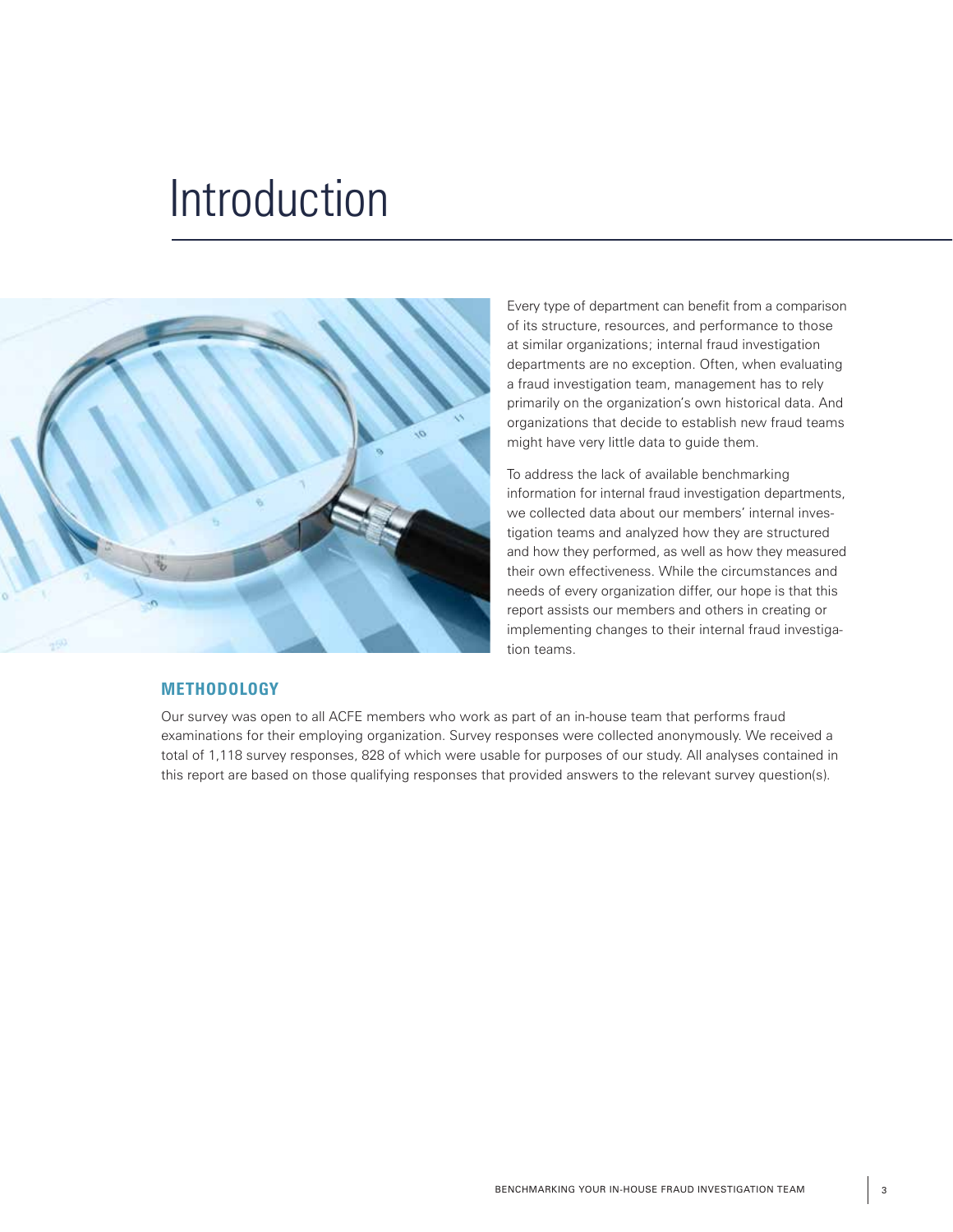# Introduction

Every type of department can benefit from a comparison of its structure, resources, and performance to those at similar organizations; internal fraud investigation departments are no exception. Often, when evaluating a fraud investigation team, management has to rely primarily on the organization's own historical data. And organizations that decide to establish new fraud teams might have very little data to guide them.

To address the lack of available benchmarking information for internal fraud investigation departments, we collected data about our members' internal investigation teams and analyzed how they are structured and how they performed, as well as how they measured their own effectiveness. While the circumstances and needs of every organization differ, our hope is that this report assists our members and others in creating or implementing changes to their internal fraud investigation teams.

## METHODOLOGY

Our survey was open to all ACFE members who work as part of an in-house team that performs fraud examinations for their employing organization. Survey responses were collected anonymously. We received a total of 1,118 survey responses, 828 of which were usable for purposes of our study. All analyses contained in this report are based on those qualifying responses that provided answers to the relevant survey question(s).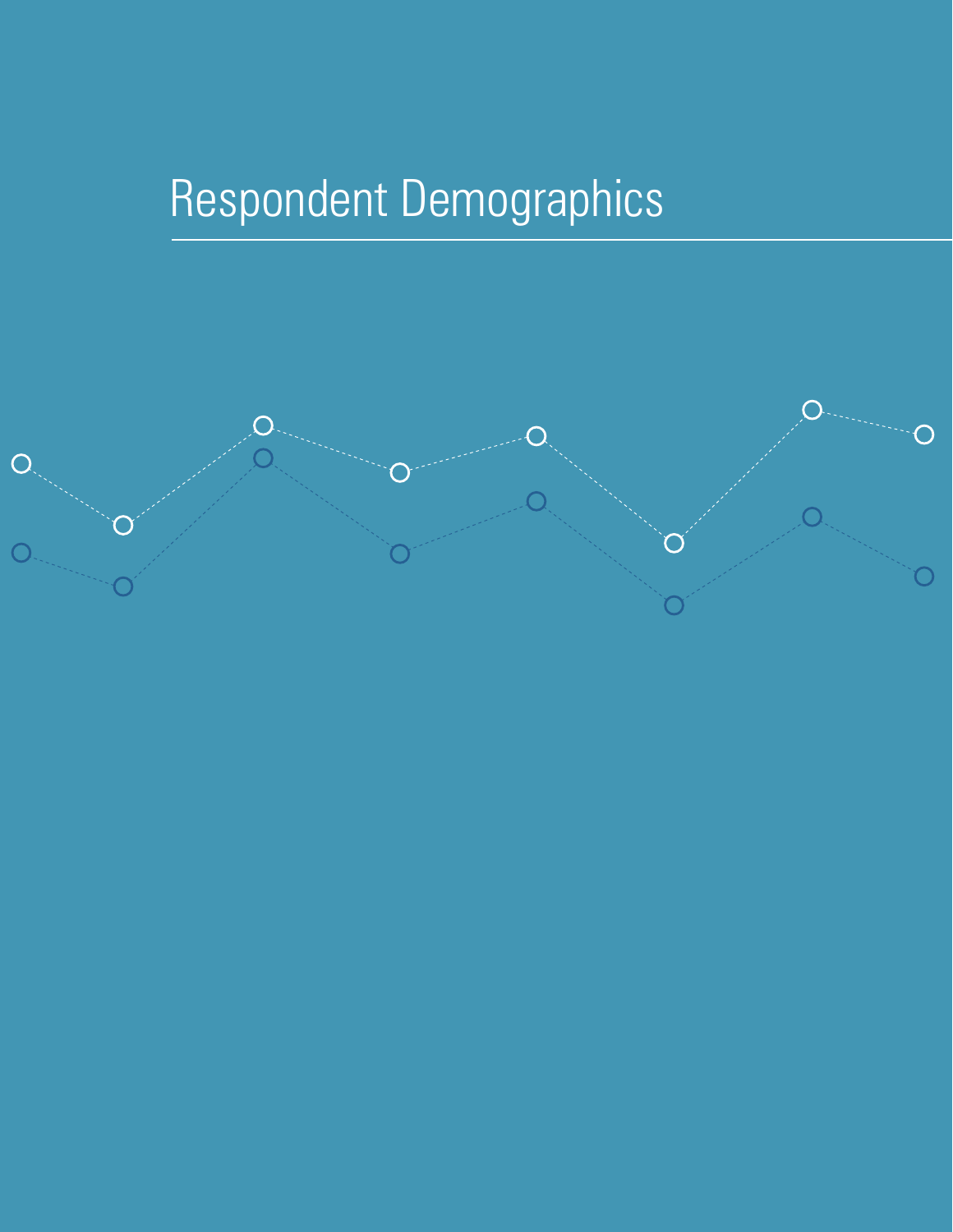# Respondent Demographics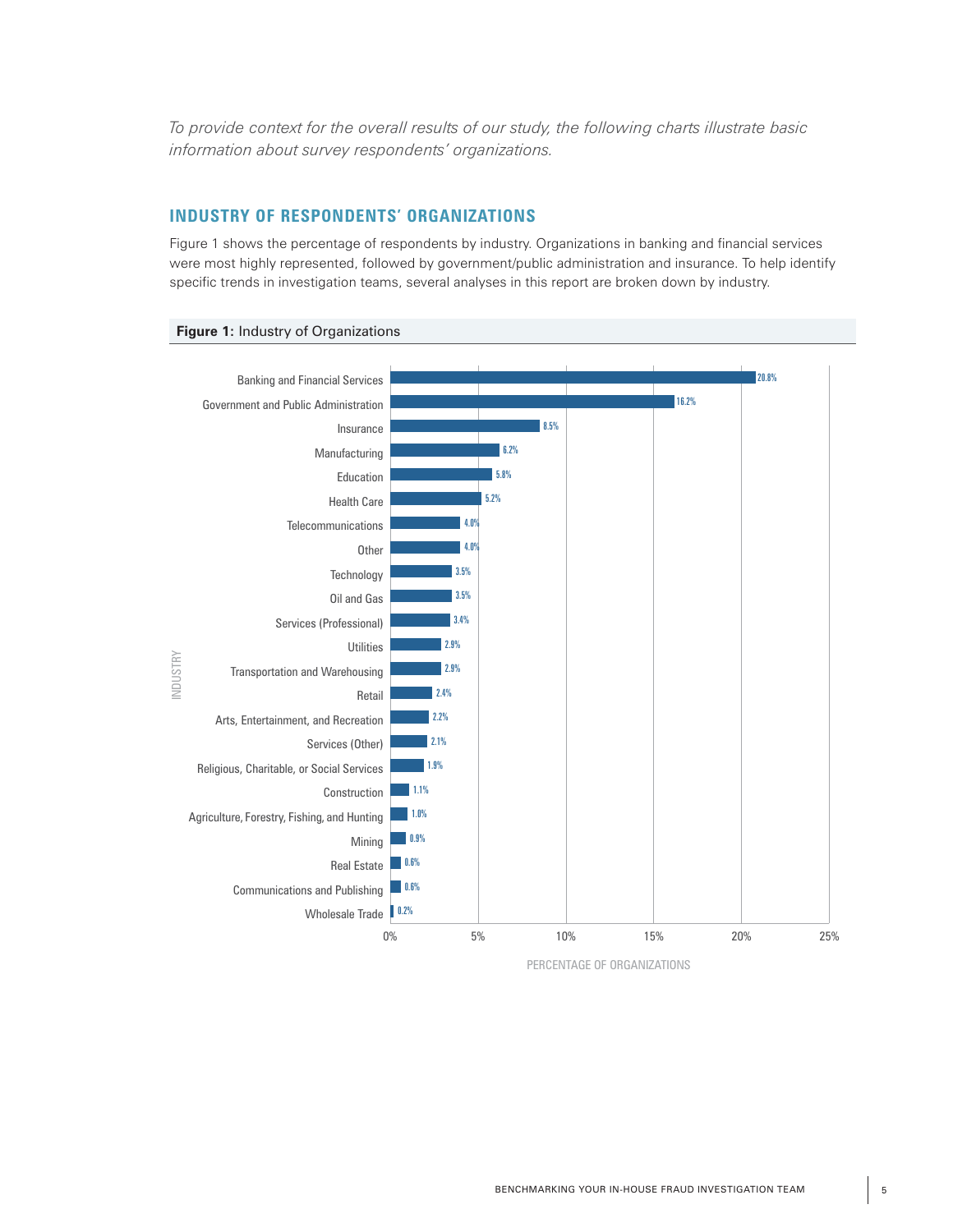*To provide context for the overall results of our study, the following charts illustrate basic information about survey respondents' organizations.*

## INDUSTRY OF RESPONDENTS' ORGANIZATIONS

Figure 1 shows the percentage of respondents by industry. Organizations in banking and financial services were most highly represented, followed by government/public administration and insurance. To help identify specific trends in investigation teams, several analyses in this report are broken down by industry.

**Figure 1:** Industry of Organizations

| Industry | Percentage of Organizations |
|---|---|
| Banking and Financial Services | 20.8% |
| Government and Public Administration | 16.2% |
| Insurance | 8.5% |
| Manufacturing | 6.2% |
| Education | 5.8% |
| Health Care | 5.2% |
| Telecommunications | 4.0% |
| Other | 4.0% |
| Technology | 3.5% |
| Oil and Gas | 3.5% |
| Services (Professional) | 3.4% |
| Utilities | 2.9% |
| Transportation and Warehousing | 2.9% |
| Retail | 2.4% |
| Arts, Entertainment, and Recreation | 2.2% |
| Services (Other) | 2.1% |
| Religious, Charitable, or Social Services | 1.9% |
| Construction | 1.1% |
| Agriculture, Forestry, Fishing, and Hunting | 1.0% |
| Mining | 0.9% |
| Real Estate | 0.6% |
| Communications and Publishing | 0.6% |
| Wholesale Trade | 0.2% |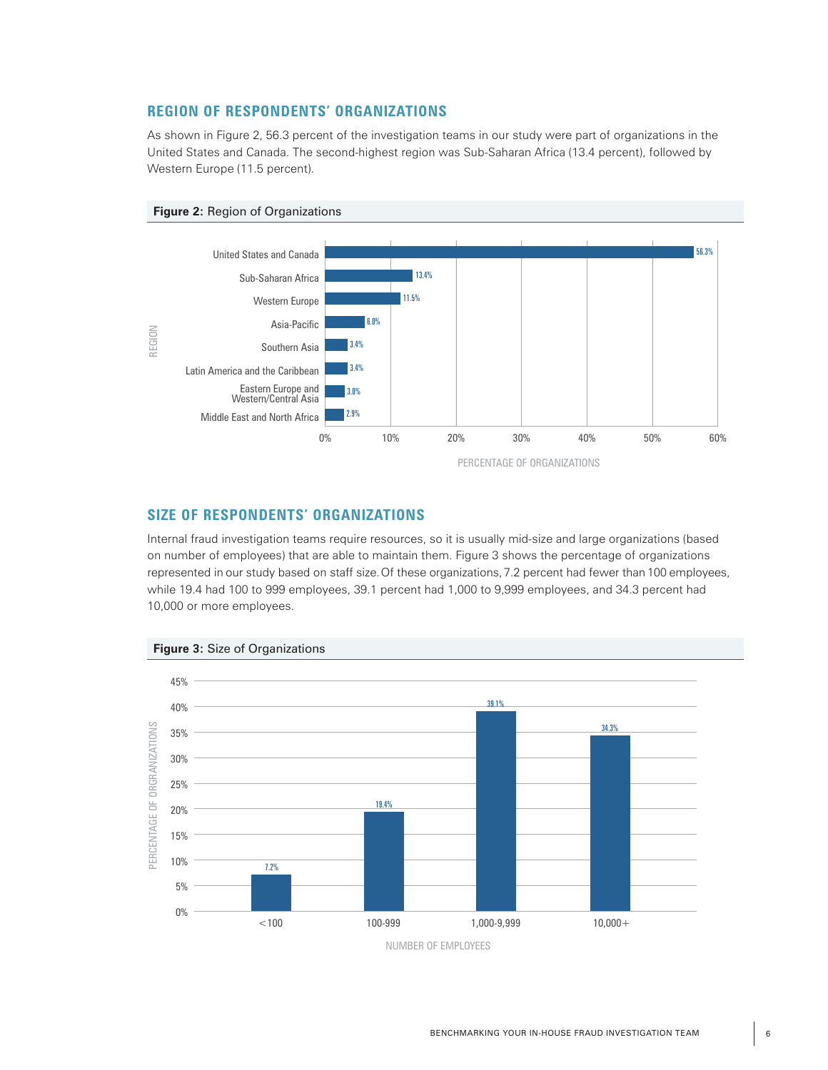## REGION OF RESPONDENTS' ORGANIZATIONS

As shown in Figure 2, 56.3 percent of the investigation teams in our study were part of organizations in the United States and Canada. The second-highest region was Sub-Saharan Africa (13.4 percent), followed by Western Europe (11.5 percent).

**Figure 2:** Region of Organizations

| Region | Percentage of Organizations |
|---|---|
| United States and Canada | 56.3% |
| Sub-Saharan Africa | 13.4% |
| Western Europe | 11.5% |
| Asia-Pacific | 6.0% |
| Southern Asia | 3.4% |
| Latin America and the Caribbean | 3.4% |
| Eastern Europe and Western/Central Asia | 3.0% |
| Middle East and North Africa | 2.9% |

## SIZE OF RESPONDENTS' ORGANIZATIONS

Internal fraud investigation teams require resources, so it is usually mid-size and large organizations (based on number of employees) that are able to maintain them. Figure 3 shows the percentage of organizations represented in our study based on staff size. Of these organizations, 7.2 percent had fewer than 100 employees, while 19.4 had 100 to 999 employees, 39.1 percent had 1,000 to 9,999 employees, and 34.3 percent had 10,000 or more employees.

**Figure 3:** Size of Organizations

| Number of Employees | Percentage of Organizations |
|---|---|
| <100 | 7.2% |
| 100-999 | 19.4% |
| 1,000-9,999 | 39.1% |
| 10,000+ | 34.3% |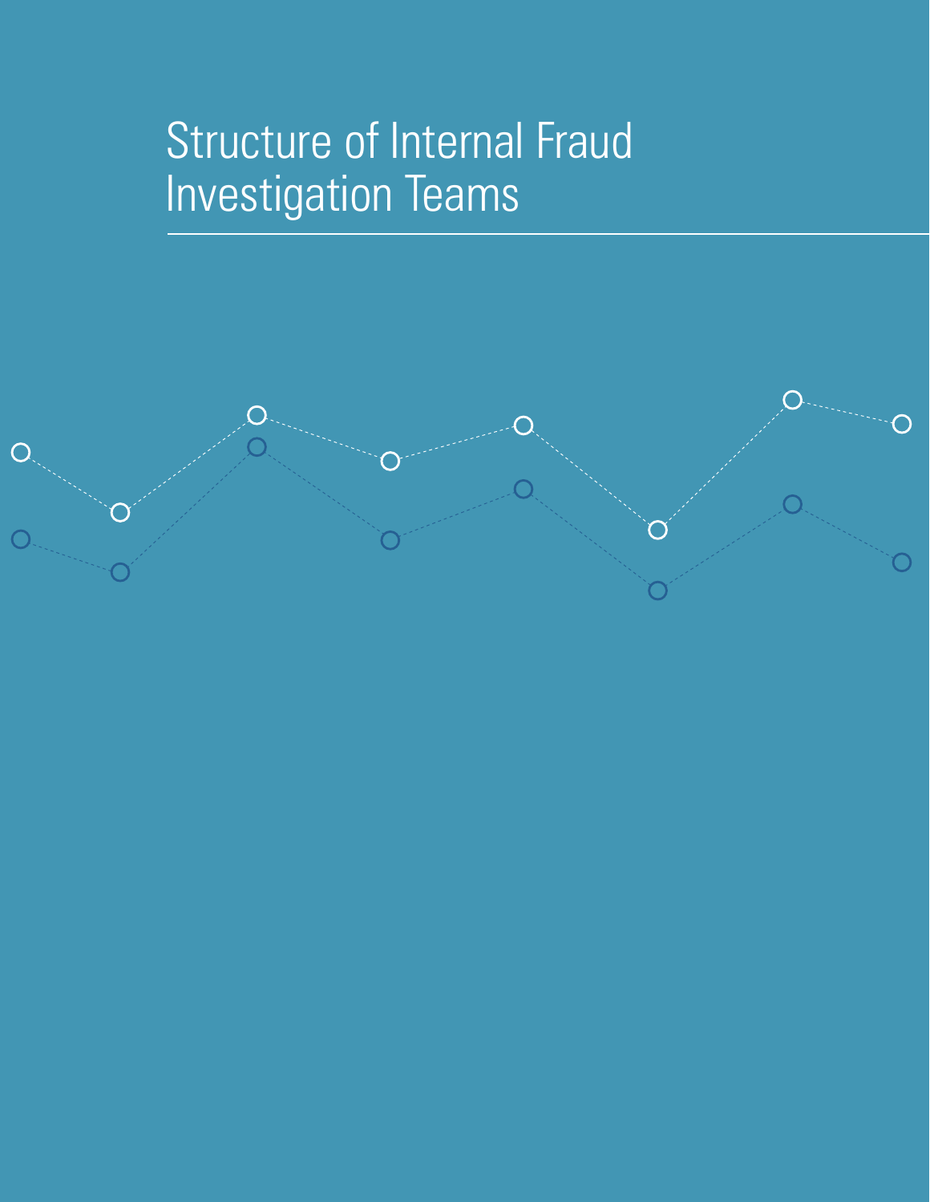# Structure of Internal Fraud Investigation Teams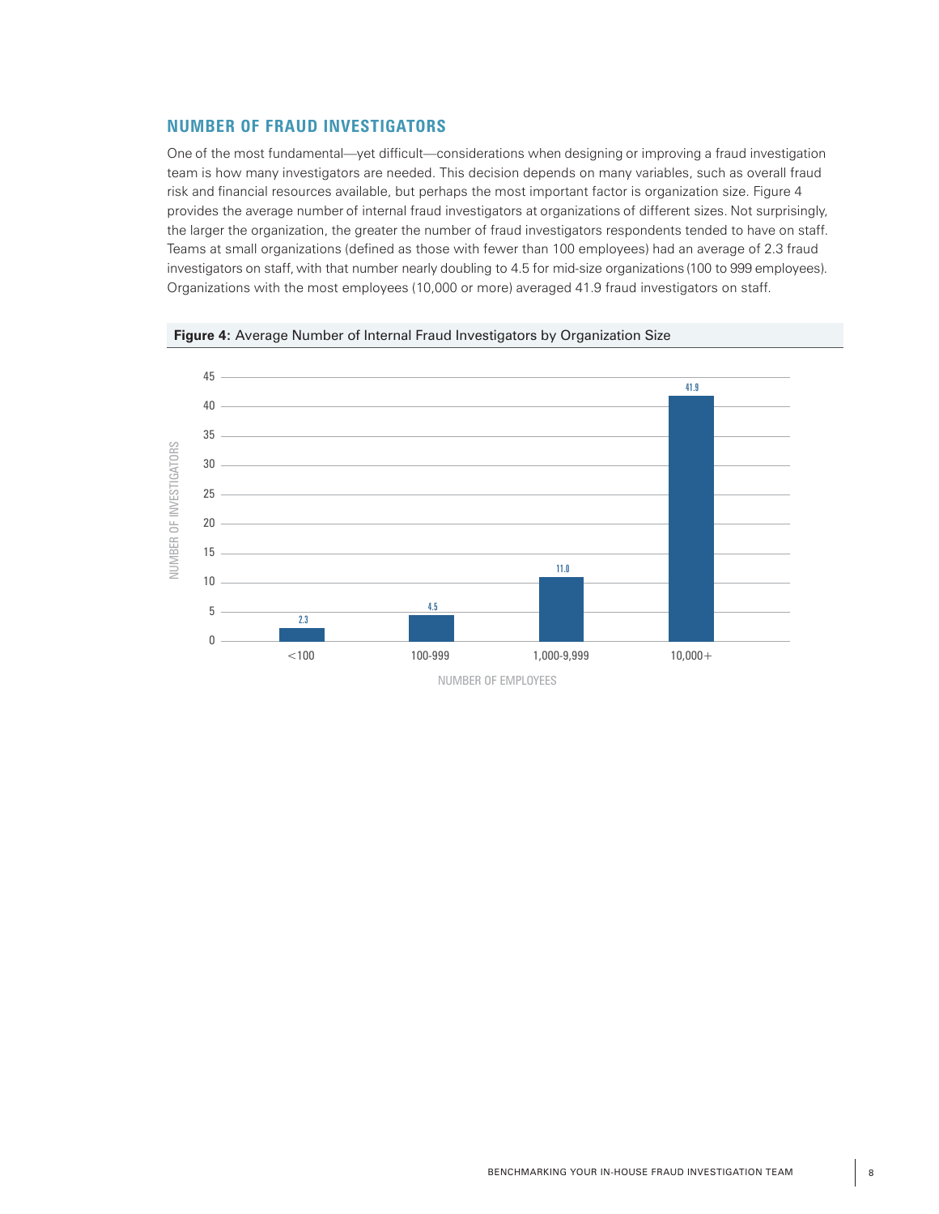## NUMBER OF FRAUD INVESTIGATORS

One of the most fundamental—yet difficult—considerations when designing or improving a fraud investigation team is how many investigators are needed. This decision depends on many variables, such as overall fraud risk and financial resources available, but perhaps the most important factor is organization size. Figure 4 provides the average number of internal fraud investigators at organizations of different sizes. Not surprisingly, the larger the organization, the greater the number of fraud investigators respondents tended to have on staff. Teams at small organizations (defined as those with fewer than 100 employees) had an average of 2.3 fraud investigators on staff, with that number nearly doubling to 4.5 for mid-size organizations (100 to 999 employees). Organizations with the most employees (10,000 or more) averaged 41.9 fraud investigators on staff.

**Figure 4:** Average Number of Internal Fraud Investigators by Organization Size

| Number of Employees | Number of Investigators |
|---|---|
| <100 | 2.3 |
| 100-999 | 4.5 |
| 1,000-9,999 | 11.0 |
| 10,000+ | 41.9 |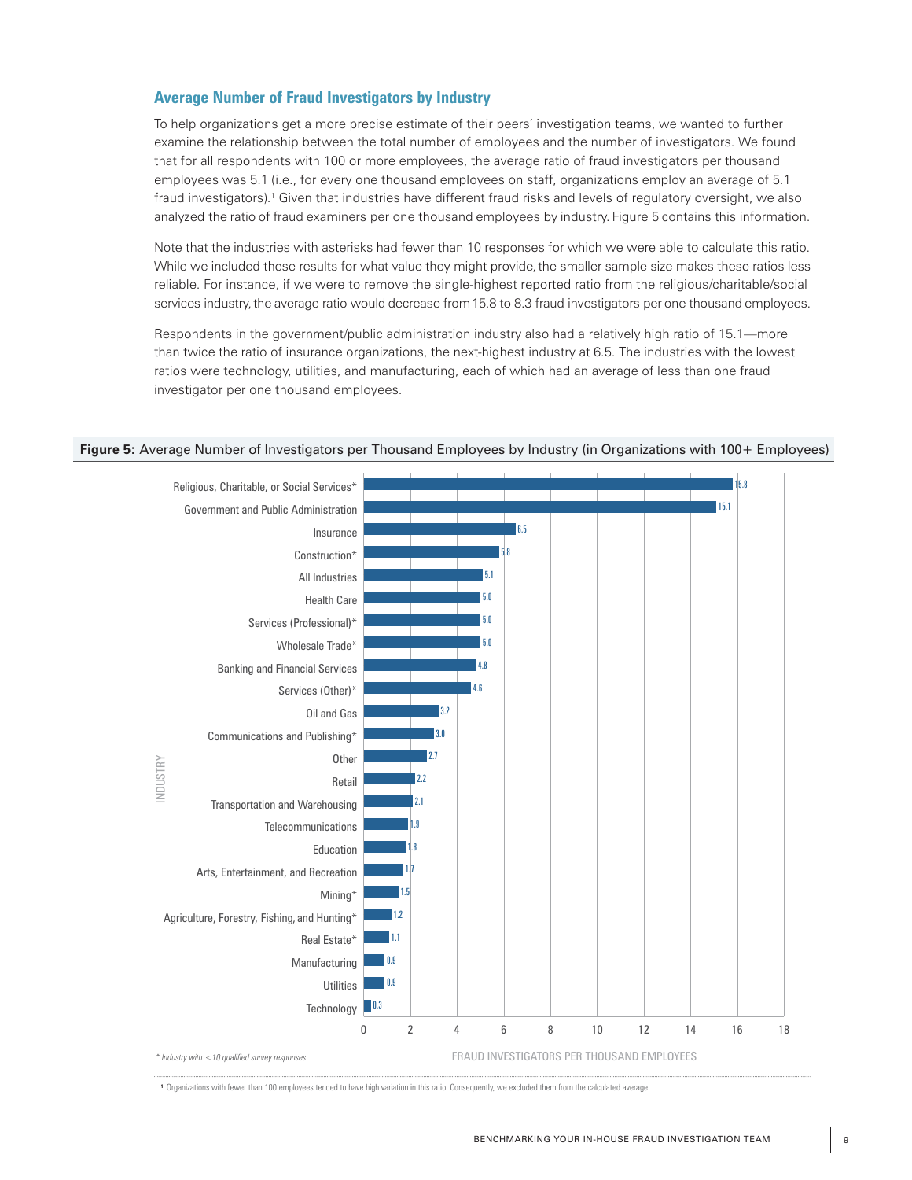## Average Number of Fraud Investigators by Industry

To help organizations get a more precise estimate of their peers' investigation teams, we wanted to further examine the relationship between the total number of employees and the number of investigators. We found that for all respondents with 100 or more employees, the average ratio of fraud investigators per thousand employees was 5.1 (i.e., for every one thousand employees on staff, organizations employ an average of 5.1 fraud investigators).[1] Given that industries have different fraud risks and levels of regulatory oversight, we also analyzed the ratio of fraud examiners per one thousand employees by industry. Figure 5 contains this information.

Note that the industries with asterisks had fewer than 10 responses for which we were able to calculate this ratio. While we included these results for what value they might provide, the smaller sample size makes these ratios less reliable. For instance, if we were to remove the single-highest reported ratio from the religious/charitable/social services industry, the average ratio would decrease from 15.8 to 8.3 fraud investigators per one thousand employees.

Respondents in the government/public administration industry also had a relatively high ratio of 15.1—more than twice the ratio of insurance organizations, the next-highest industry at 6.5. The industries with the lowest ratios were technology, utilities, and manufacturing, each of which had an average of less than one fraud investigator per one thousand employees.

**Figure 5:** Average Number of Investigators per Thousand Employees by Industry (in Organizations with 100+ Employees)

| Industry | Fraud Investigators per Thousand Employees |
|---|---|
| Religious, Charitable, or Social Services* | 15.8 |
| Government and Public Administration | 15.1 |
| Insurance | 6.5 |
| Construction* | 5.8 |
| All Industries | 5.1 |
| Health Care | 5.0 |
| Services (Professional)* | 5.0 |
| Wholesale Trade* | 5.0 |
| Banking and Financial Services | 4.8 |
| Services (Other)* | 4.6 |
| Oil and Gas | 3.2 |
| Communications and Publishing* | 3.0 |
| Other | 2.7 |
| Retail | 2.2 |
| Transportation and Warehousing | 2.1 |
| Telecommunications | 1.9 |
| Education | 1.8 |
| Arts, Entertainment, and Recreation | 1.7 |
| Mining* | 1.5 |
| Agriculture, Forestry, Fishing, and Hunting* | 1.2 |
| Real Estate* | 1.1 |
| Manufacturing | 0.9 |
| Utilities | 0.9 |
| Technology | 0.3 |

*\* Industry with <10 qualified survey responses*

[1] Organizations with fewer than 100 employees tended to have high variation in this ratio. Consequently, we excluded them from the calculated average.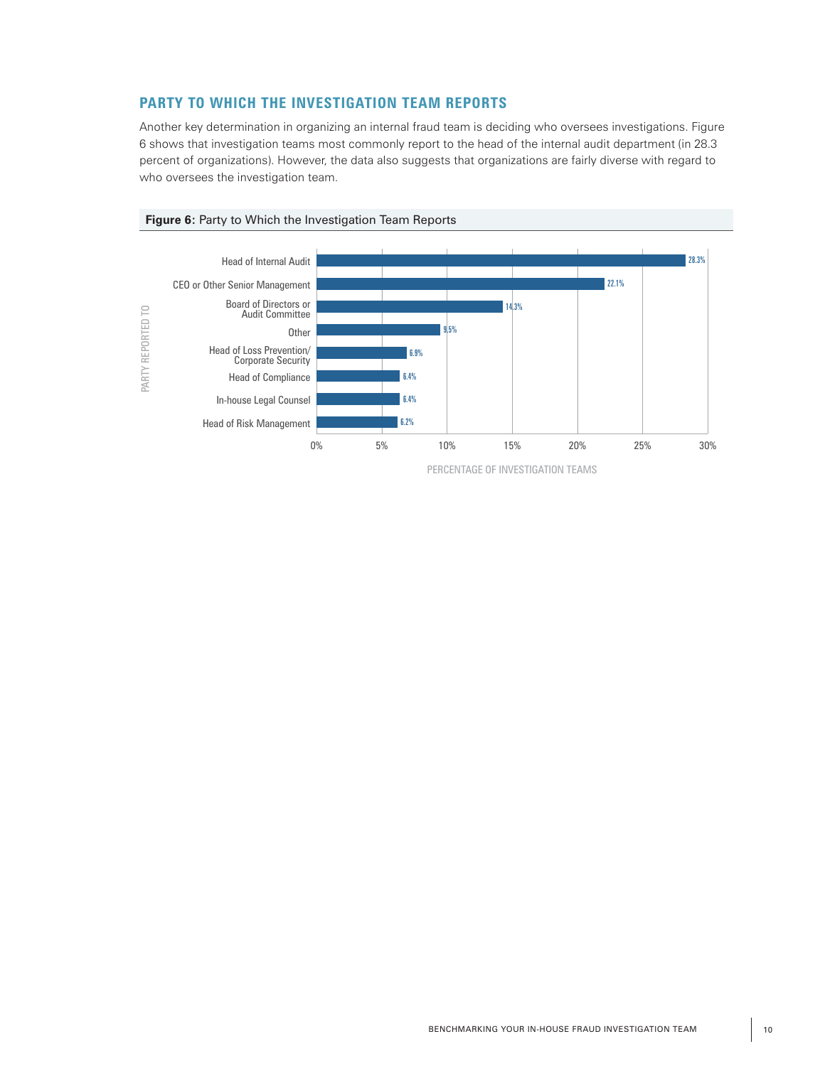## PARTY TO WHICH THE INVESTIGATION TEAM REPORTS

Another key determination in organizing an internal fraud team is deciding who oversees investigations. Figure 6 shows that investigation teams most commonly report to the head of the internal audit department (in 28.3 percent of organizations). However, the data also suggests that organizations are fairly diverse with regard to who oversees the investigation team.

**Figure 6:** Party to Which the Investigation Team Reports

| Party Reported To | Percentage of Investigation Teams |
|---|---|
| Head of Internal Audit | 28.3% |
| CEO or Other Senior Management | 22.1% |
| Board of Directors or Audit Committee | 14.3% |
| Other | 9.5% |
| Head of Loss Prevention/ Corporate Security | 6.9% |
| Head of Compliance | 6.4% |
| In-house Legal Counsel | 6.4% |
| Head of Risk Management | 6.2% |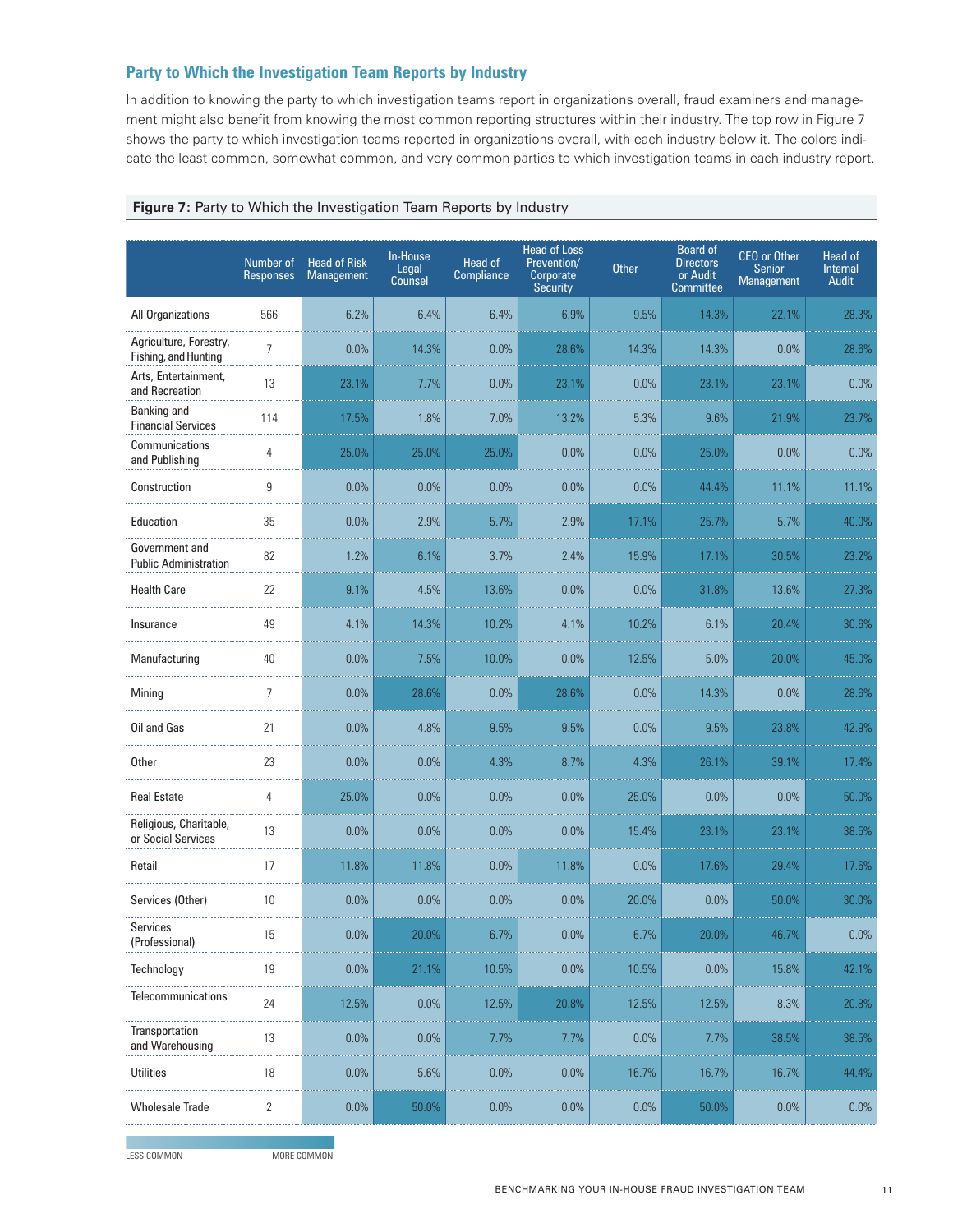## Party to Which the Investigation Team Reports by Industry

In addition to knowing the party to which investigation teams report in organizations overall, fraud examiners and management might also benefit from knowing the most common reporting structures within their industry. The top row in Figure 7 shows the party to which investigation teams reported in organizations overall, with each industry below it. The colors indicate the least common, somewhat common, and very common parties to which investigation teams in each industry report.

**Figure 7:** Party to Which the Investigation Team Reports by Industry

| | Number of Responses | Head of Risk Management | In-House Legal Counsel | Head of Compliance | Head of Loss Prevention/ Corporate Security | Other | Board of Directors or Audit Committee | CEO or Other Senior Management | Head of Internal Audit |
|---|---|---|---|---|---|---|---|---|---|
| All Organizations | 566 | 6.2% | 6.4% | 6.4% | 6.9% | 9.5% | 14.3% | 22.1% | 28.3% |
| Agriculture, Forestry, Fishing, and Hunting | 7 | 0.0% | 14.3% | 0.0% | 28.6% | 14.3% | 14.3% | 0.0% | 28.6% |
| Arts, Entertainment, and Recreation | 13 | 23.1% | 7.7% | 0.0% | 23.1% | 0.0% | 23.1% | 23.1% | 0.0% |
| Banking and Financial Services | 114 | 17.5% | 1.8% | 7.0% | 13.2% | 5.3% | 9.6% | 21.9% | 23.7% |
| Communications and Publishing | 4 | 25.0% | 25.0% | 25.0% | 0.0% | 0.0% | 25.0% | 0.0% | 0.0% |
| Construction | 9 | 0.0% | 0.0% | 0.0% | 0.0% | 0.0% | 44.4% | 11.1% | 11.1% |
| Education | 35 | 0.0% | 2.9% | 5.7% | 2.9% | 17.1% | 25.7% | 5.7% | 40.0% |
| Government and Public Administration | 82 | 1.2% | 6.1% | 3.7% | 2.4% | 15.9% | 17.1% | 30.5% | 23.2% |
| Health Care | 22 | 9.1% | 4.5% | 13.6% | 0.0% | 0.0% | 31.8% | 13.6% | 27.3% |
| Insurance | 49 | 4.1% | 14.3% | 10.2% | 4.1% | 10.2% | 6.1% | 20.4% | 30.6% |
| Manufacturing | 40 | 0.0% | 7.5% | 10.0% | 0.0% | 12.5% | 5.0% | 20.0% | 45.0% |
| Mining | 7 | 0.0% | 28.6% | 0.0% | 28.6% | 0.0% | 14.3% | 0.0% | 28.6% |
| Oil and Gas | 21 | 0.0% | 4.8% | 9.5% | 9.5% | 0.0% | 9.5% | 23.8% | 42.9% |
| Other | 23 | 0.0% | 0.0% | 4.3% | 8.7% | 4.3% | 26.1% | 39.1% | 17.4% |
| Real Estate | 4 | 25.0% | 0.0% | 0.0% | 0.0% | 25.0% | 0.0% | 0.0% | 50.0% |
| Religious, Charitable, or Social Services | 13 | 0.0% | 0.0% | 0.0% | 0.0% | 15.4% | 23.1% | 23.1% | 38.5% |
| Retail | 17 | 11.8% | 11.8% | 0.0% | 11.8% | 0.0% | 17.6% | 29.4% | 17.6% |
| Services (Other) | 10 | 0.0% | 0.0% | 0.0% | 0.0% | 20.0% | 0.0% | 50.0% | 30.0% |
| Services (Professional) | 15 | 0.0% | 20.0% | 6.7% | 0.0% | 6.7% | 20.0% | 46.7% | 0.0% |
| Technology | 19 | 0.0% | 21.1% | 10.5% | 0.0% | 10.5% | 0.0% | 15.8% | 42.1% |
| Telecommunications | 24 | 12.5% | 0.0% | 12.5% | 20.8% | 12.5% | 12.5% | 8.3% | 20.8% |
| Transportation and Warehousing | 13 | 0.0% | 0.0% | 7.7% | 7.7% | 0.0% | 7.7% | 38.5% | 38.5% |
| Utilities | 18 | 0.0% | 5.6% | 0.0% | 0.0% | 16.7% | 16.7% | 16.7% | 44.4% |
| Wholesale Trade | 2 | 0.0% | 50.0% | 0.0% | 0.0% | 0.0% | 50.0% | 0.0% | 0.0% |

LESS COMMON — MORE COMMON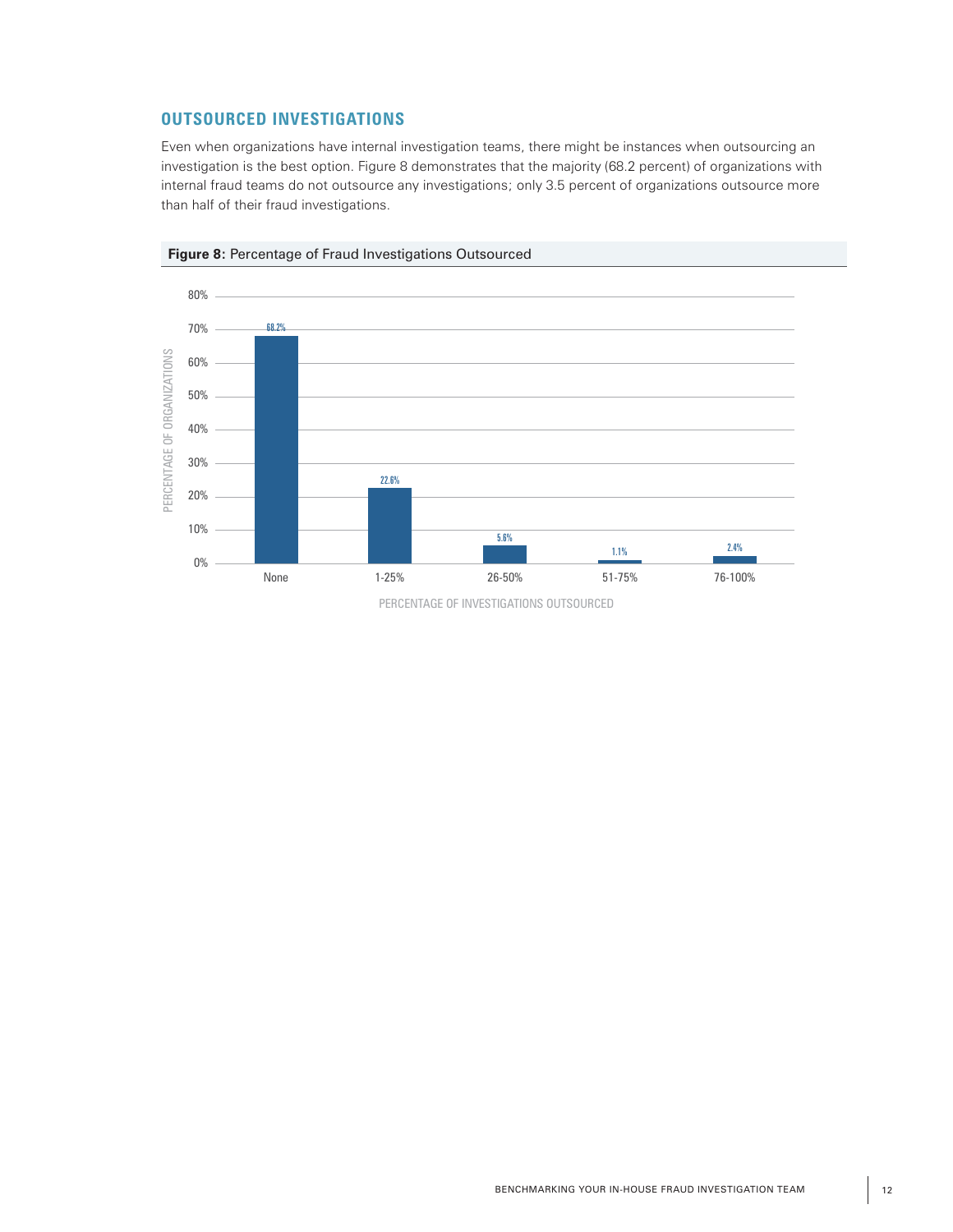## OUTSOURCED INVESTIGATIONS

Even when organizations have internal investigation teams, there might be instances when outsourcing an investigation is the best option. Figure 8 demonstrates that the majority (68.2 percent) of organizations with internal fraud teams do not outsource any investigations; only 3.5 percent of organizations outsource more than half of their fraud investigations.

**Figure 8:** Percentage of Fraud Investigations Outsourced

| Percentage of Investigations Outsourced | Percentage of Organizations |
|---|---|
| None | 68.2% |
| 1-25% | 22.6% |
| 26-50% | 5.6% |
| 51-75% | 1.1% |
| 76-100% | 2.4% |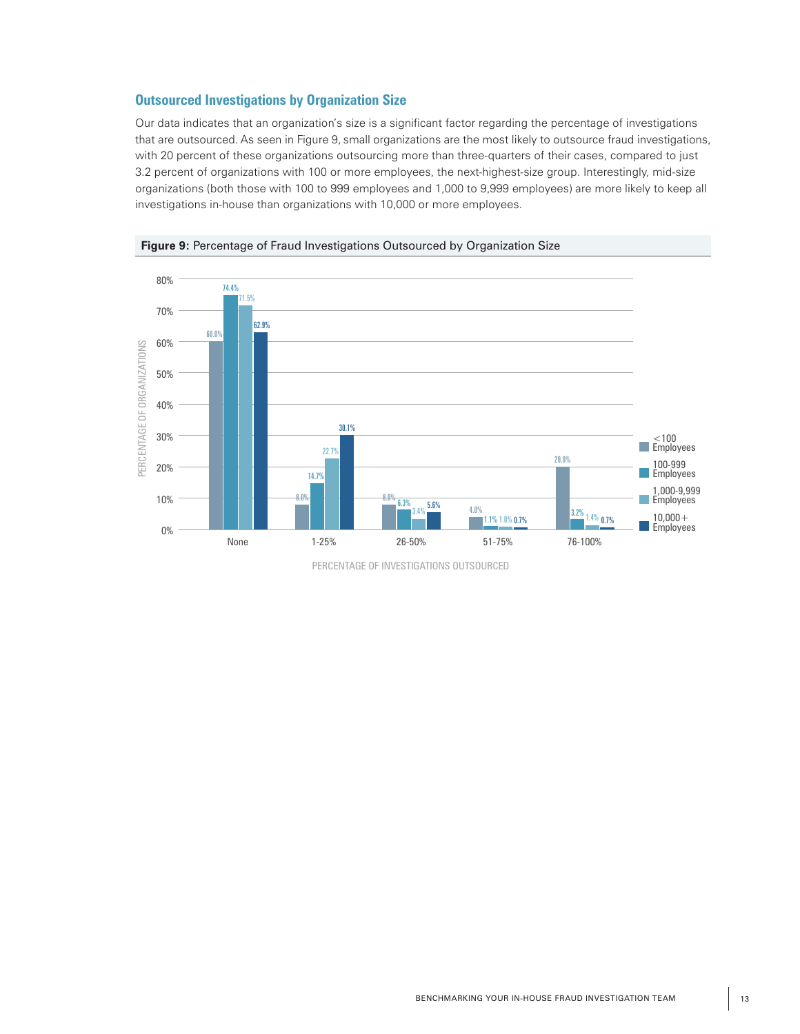## Outsourced Investigations by Organization Size

Our data indicates that an organization's size is a significant factor regarding the percentage of investigations that are outsourced. As seen in Figure 9, small organizations are the most likely to outsource fraud investigations, with 20 percent of these organizations outsourcing more than three-quarters of their cases, compared to just 3.2 percent of organizations with 100 or more employees, the next-highest-size group. Interestingly, mid-size organizations (both those with 100 to 999 employees and 1,000 to 9,999 employees) are more likely to keep all investigations in-house than organizations with 10,000 or more employees.

**Figure 9:** Percentage of Fraud Investigations Outsourced by Organization Size

| Percentage of Investigations Outsourced | <100 Employees | 100-999 Employees | 1,000-9,999 Employees | 10,000+ Employees |
|---|---|---|---|---|
| None | 60.0% | 74.4% | 71.5% | 62.9% |
| 1-25% | 8.0% | 14.7% | 22.7% | 30.1% |
| 26-50% | 8.0% | 6.3% | 3.4% | 5.6% |
| 51-75% | 4.0% | 1.1% | 1.0% | 0.7% |
| 76-100% | 20.0% | 3.2% | 1.4% | 0.7% |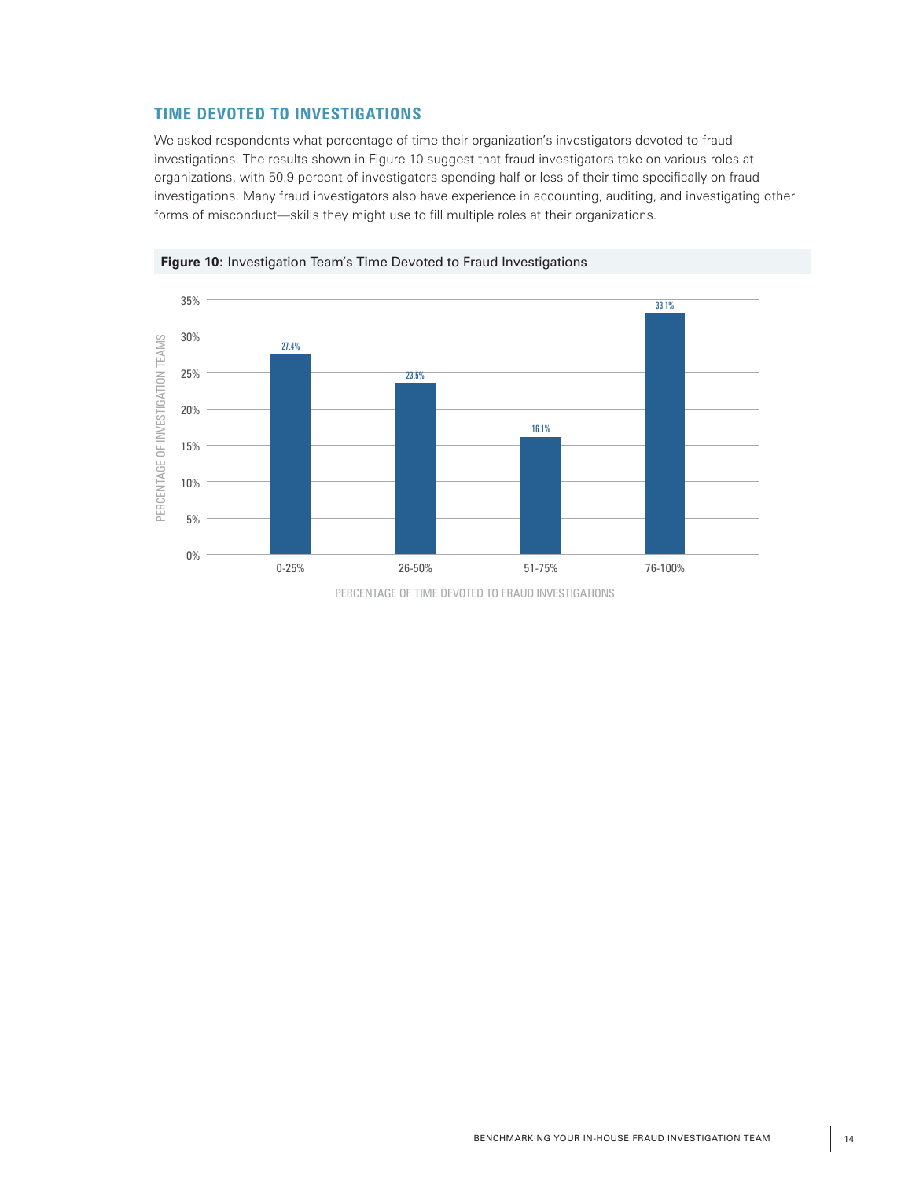## TIME DEVOTED TO INVESTIGATIONS

We asked respondents what percentage of time their organization's investigators devoted to fraud investigations. The results shown in Figure 10 suggest that fraud investigators take on various roles at organizations, with 50.9 percent of investigators spending half or less of their time specifically on fraud investigations. Many fraud investigators also have experience in accounting, auditing, and investigating other forms of misconduct—skills they might use to fill multiple roles at their organizations.

**Figure 10:** Investigation Team's Time Devoted to Fraud Investigations

| Percentage of Time Devoted to Fraud Investigations | Percentage of Investigation Teams |
|---|---|
| 0-25% | 27.4% |
| 26-50% | 23.5% |
| 51-75% | 16.1% |
| 76-100% | 33.1% |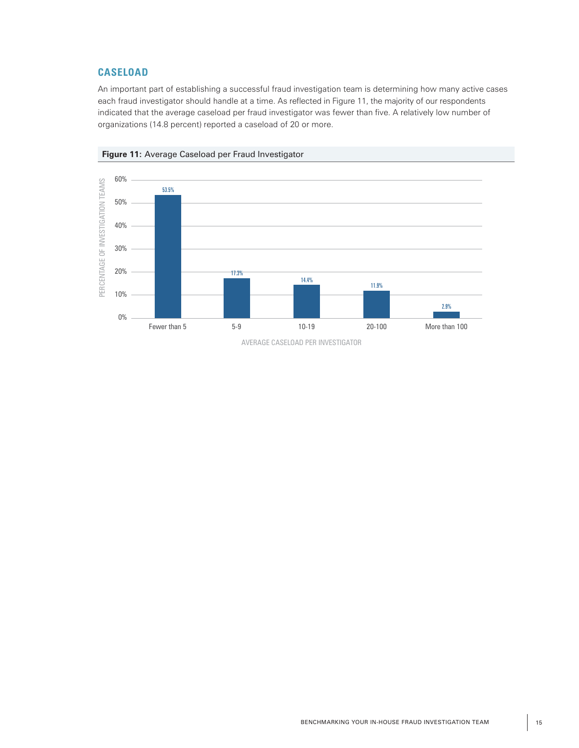## CASELOAD

An important part of establishing a successful fraud investigation team is determining how many active cases each fraud investigator should handle at a time. As reflected in Figure 11, the majority of our respondents indicated that the average caseload per fraud investigator was fewer than five. A relatively low number of organizations (14.8 percent) reported a caseload of 20 or more.

**Figure 11:** Average Caseload per Fraud Investigator

| Average Caseload per Investigator | Percentage of Investigation Teams |
|---|---|
| Fewer than 5 | 53.5% |
| 5-9 | 17.3% |
| 10-19 | 14.4% |
| 20-100 | 11.9% |
| More than 100 | 2.9% |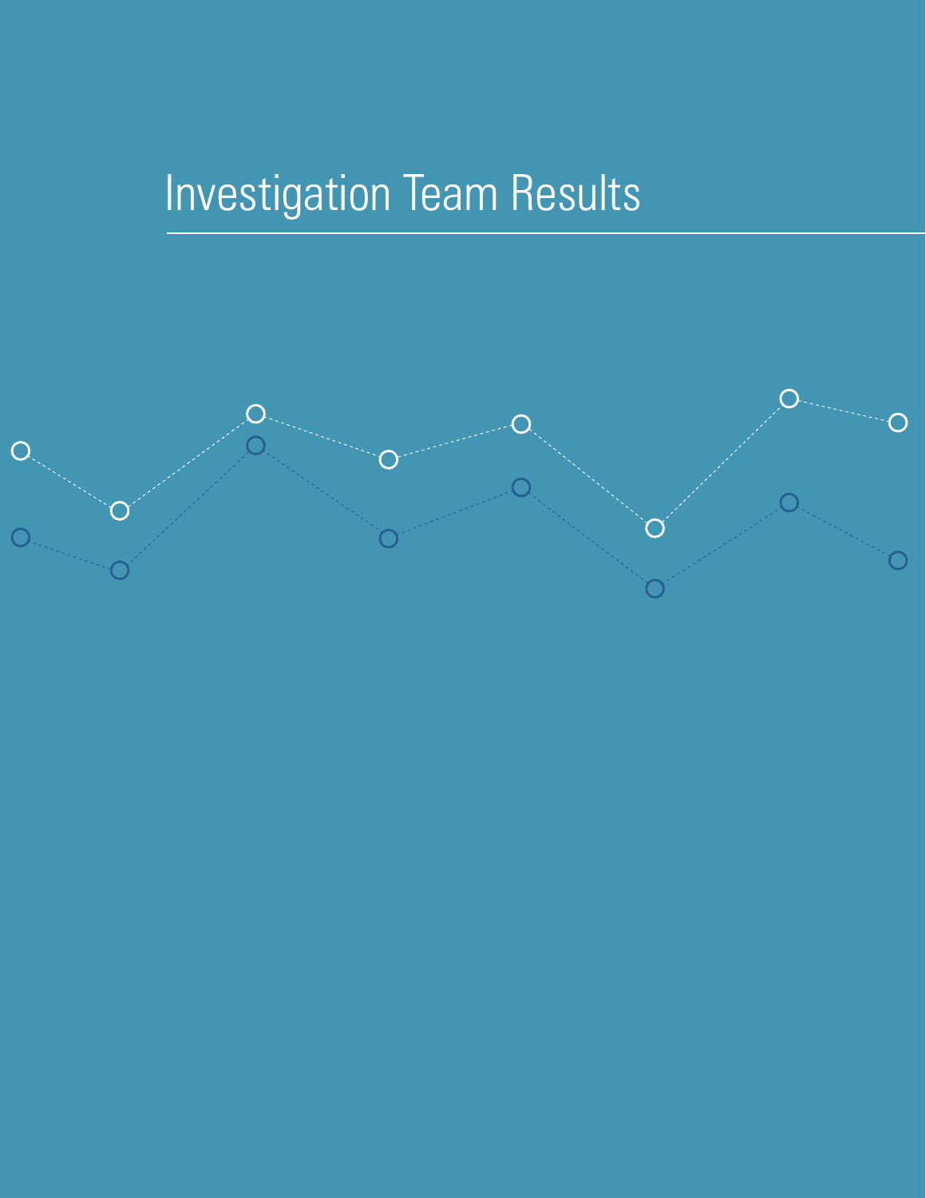# Investigation Team Results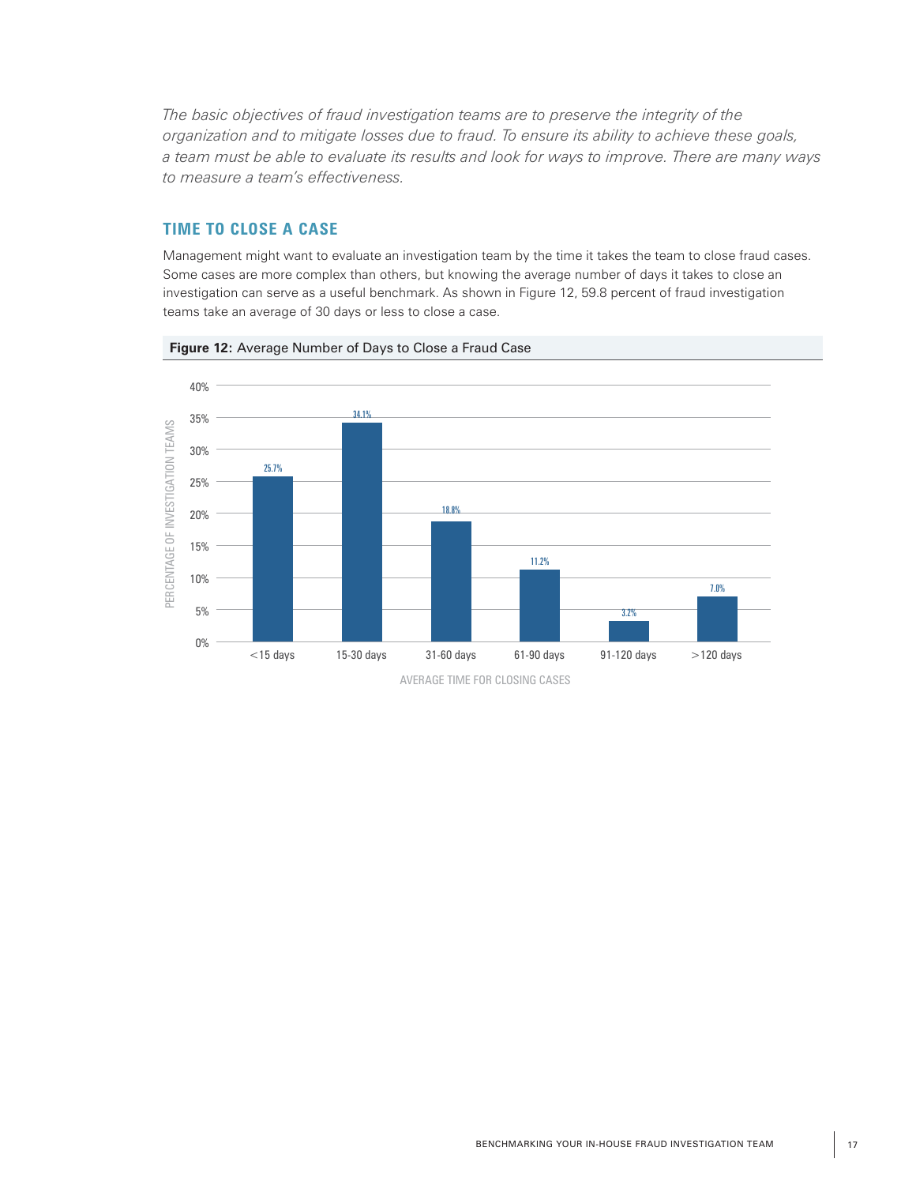*The basic objectives of fraud investigation teams are to preserve the integrity of the organization and to mitigate losses due to fraud. To ensure its ability to achieve these goals, a team must be able to evaluate its results and look for ways to improve. There are many ways to measure a team's effectiveness.*

## TIME TO CLOSE A CASE

Management might want to evaluate an investigation team by the time it takes the team to close fraud cases. Some cases are more complex than others, but knowing the average number of days it takes to close an investigation can serve as a useful benchmark. As shown in Figure 12, 59.8 percent of fraud investigation teams take an average of 30 days or less to close a case.

**Figure 12:** Average Number of Days to Close a Fraud Case

| Average Time for Closing Cases | Percentage of Investigation Teams |
|---|---|
| <15 days | 25.7% |
| 15-30 days | 34.1% |
| 31-60 days | 18.8% |
| 61-90 days | 11.2% |
| 91-120 days | 3.2% |
| >120 days | 7.0% |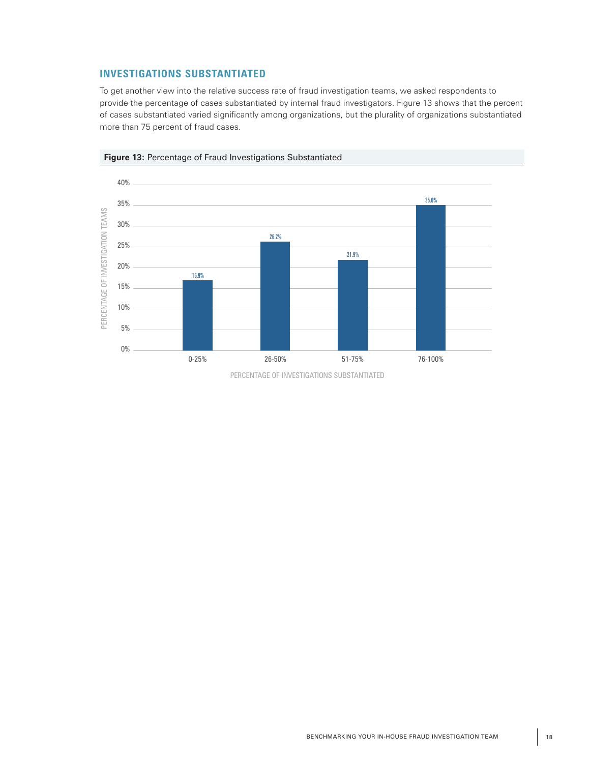## INVESTIGATIONS SUBSTANTIATED

To get another view into the relative success rate of fraud investigation teams, we asked respondents to provide the percentage of cases substantiated by internal fraud investigators. Figure 13 shows that the percent of cases substantiated varied significantly among organizations, but the plurality of organizations substantiated more than 75 percent of fraud cases.

**Figure 13:** Percentage of Fraud Investigations Substantiated

| Percentage of Investigations Substantiated | Percentage of Investigation Teams |
|---|---|
| 0-25% | 16.9% |
| 26-50% | 26.2% |
| 51-75% | 21.9% |
| 76-100% | 35.0% |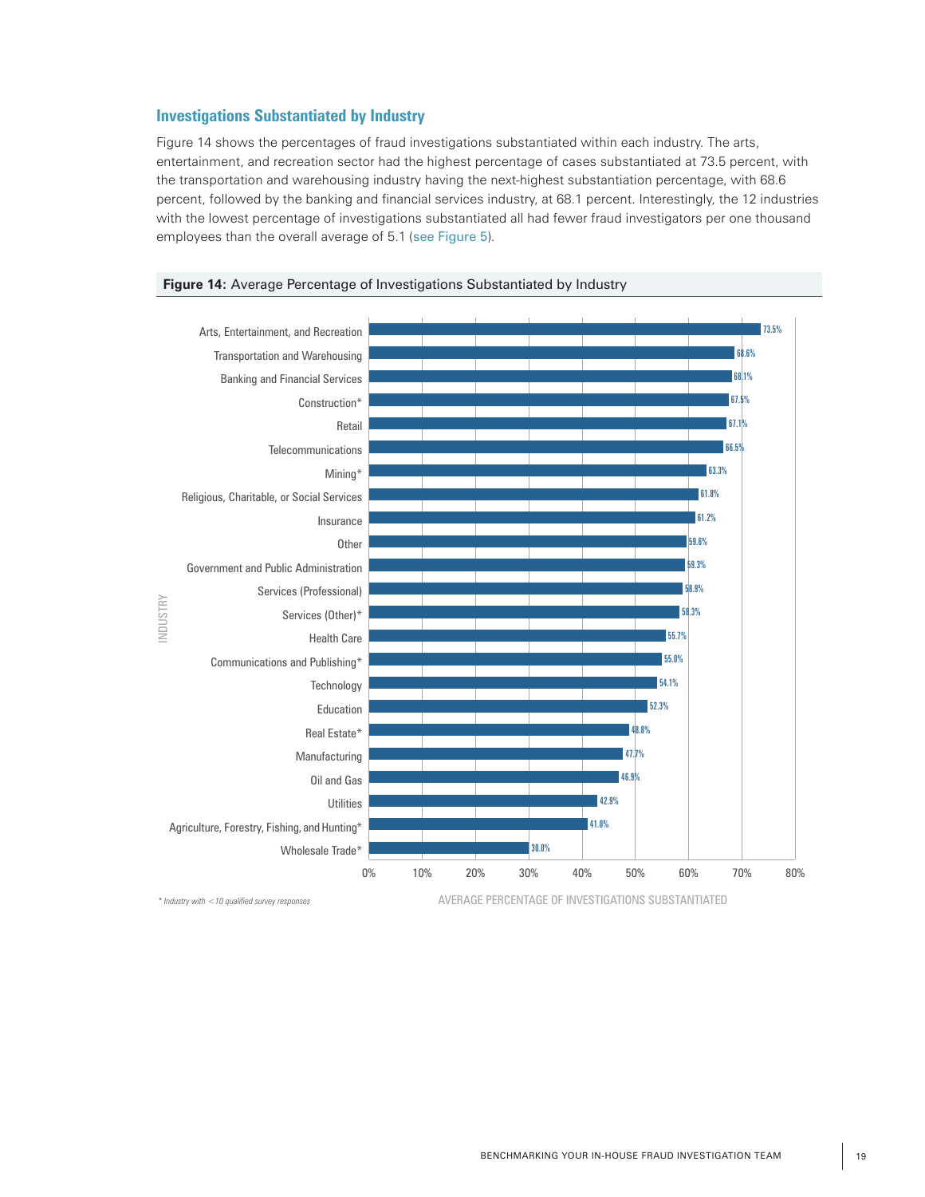### Investigations Substantiated by Industry

Figure 14 shows the percentages of fraud investigations substantiated within each industry. The arts, entertainment, and recreation sector had the highest percentage of cases substantiated at 73.5 percent, with the transportation and warehousing industry having the next-highest substantiation percentage, with 68.6 percent, followed by the banking and financial services industry, at 68.1 percent. Interestingly, the 12 industries with the lowest percentage of investigations substantiated all had fewer fraud investigators per one thousand employees than the overall average of 5.1 (see Figure 5).

**Figure 14:** Average Percentage of Investigations Substantiated by Industry

| Industry | Average Percentage of Investigations Substantiated |
|---|---|
| Arts, Entertainment, and Recreation | 73.5% |
| Transportation and Warehousing | 68.6% |
| Banking and Financial Services | 68.1% |
| Construction* | 67.5% |
| Retail | 67.1% |
| Telecommunications | 66.5% |
| Mining* | 63.3% |
| Religious, Charitable, or Social Services | 61.8% |
| Insurance | 61.2% |
| Other | 59.6% |
| Government and Public Administration | 59.3% |
| Services (Professional) | 58.9% |
| Services (Other)* | 58.3% |
| Health Care | 55.7% |
| Communications and Publishing* | 55.0% |
| Technology | 54.1% |
| Education | 52.3% |
| Real Estate* | 48.8% |
| Manufacturing | 47.7% |
| Oil and Gas | 46.9% |
| Utilities | 42.9% |
| Agriculture, Forestry, Fishing, and Hunting* | 41.0% |
| Wholesale Trade* | 30.0% |

*\* Industry with <10 qualified survey responses*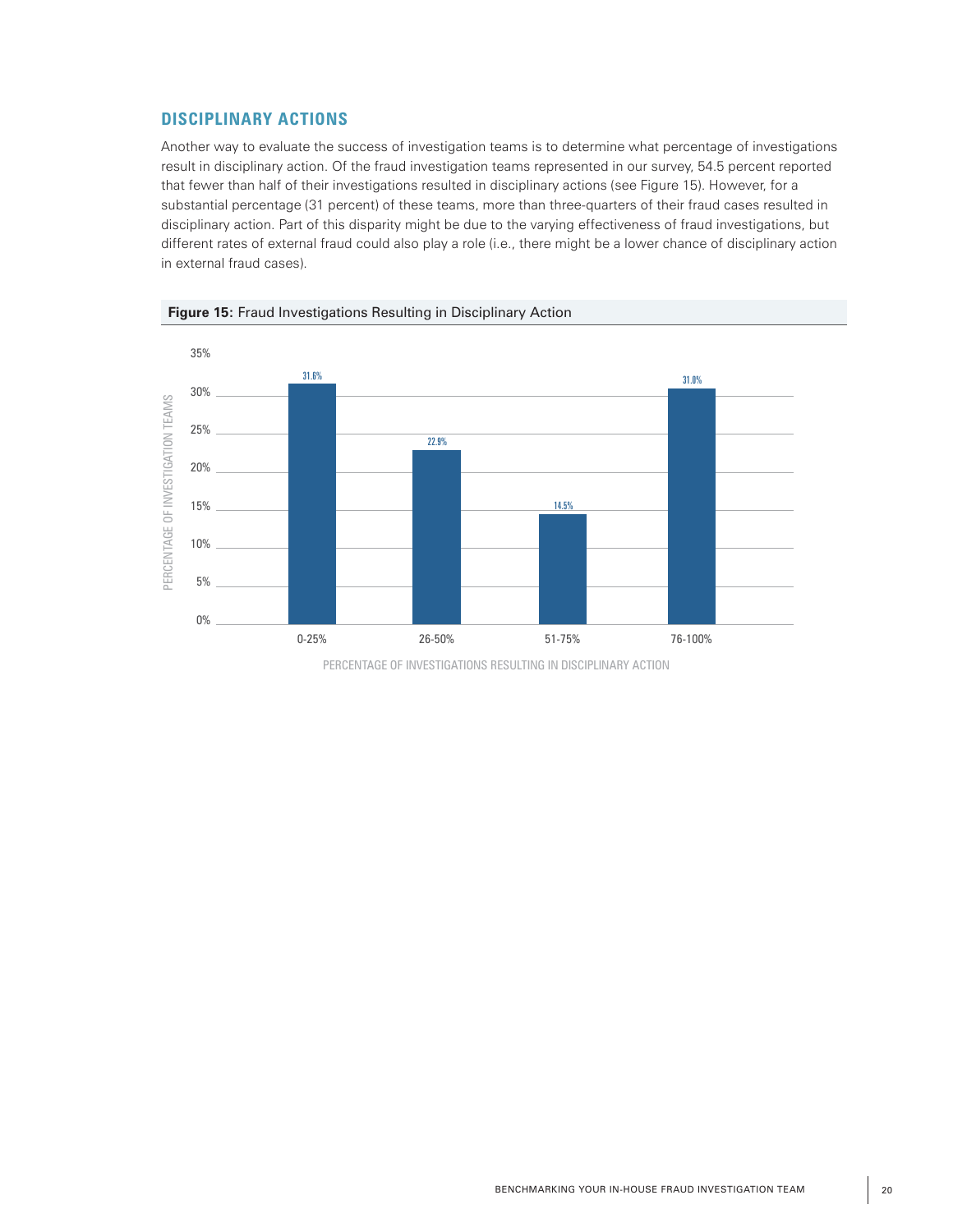## DISCIPLINARY ACTIONS

Another way to evaluate the success of investigation teams is to determine what percentage of investigations result in disciplinary action. Of the fraud investigation teams represented in our survey, 54.5 percent reported that fewer than half of their investigations resulted in disciplinary actions (see Figure 15). However, for a substantial percentage (31 percent) of these teams, more than three-quarters of their fraud cases resulted in disciplinary action. Part of this disparity might be due to the varying effectiveness of fraud investigations, but different rates of external fraud could also play a role (i.e., there might be a lower chance of disciplinary action in external fraud cases).

**Figure 15:** Fraud Investigations Resulting in Disciplinary Action

| PERCENTAGE OF INVESTIGATIONS RESULTING IN DISCIPLINARY ACTION | PERCENTAGE OF INVESTIGATION TEAMS |
|---|---|
| 0-25% | 31.6% |
| 26-50% | 22.9% |
| 51-75% | 14.5% |
| 76-100% | 31.0% |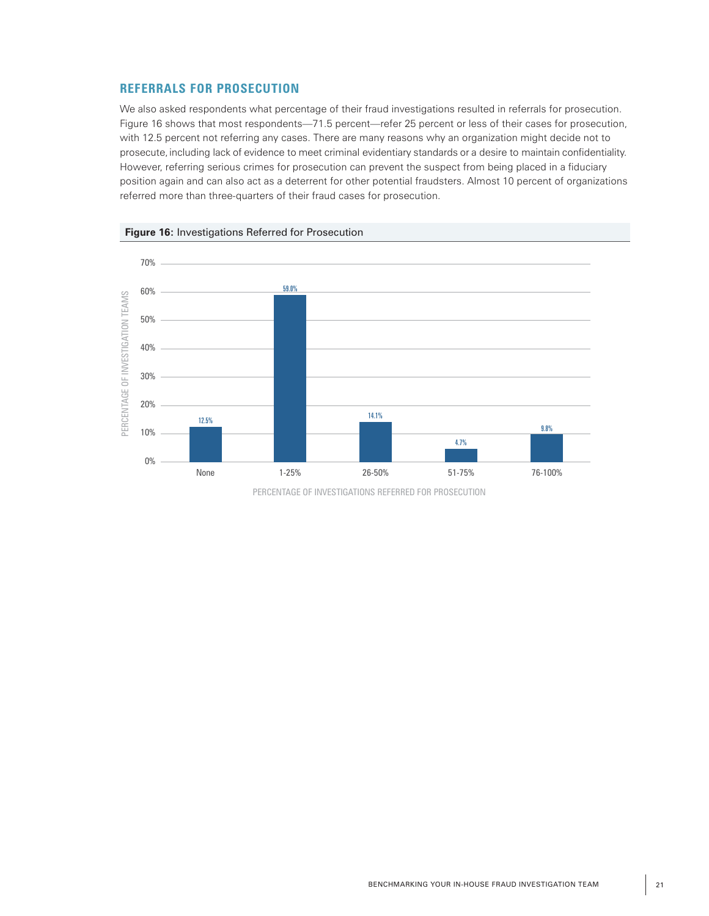## REFERRALS FOR PROSECUTION

We also asked respondents what percentage of their fraud investigations resulted in referrals for prosecution. Figure 16 shows that most respondents—71.5 percent—refer 25 percent or less of their cases for prosecution, with 12.5 percent not referring any cases. There are many reasons why an organization might decide not to prosecute, including lack of evidence to meet criminal evidentiary standards or a desire to maintain confidentiality. However, referring serious crimes for prosecution can prevent the suspect from being placed in a fiduciary position again and can also act as a deterrent for other potential fraudsters. Almost 10 percent of organizations referred more than three-quarters of their fraud cases for prosecution.

**Figure 16:** Investigations Referred for Prosecution

| Percentage of Investigations Referred for Prosecution | Percentage of Investigation Teams |
|---|---|
| None | 12.5% |
| 1-25% | 59.0% |
| 26-50% | 14.1% |
| 51-75% | 4.7% |
| 76-100% | 9.8% |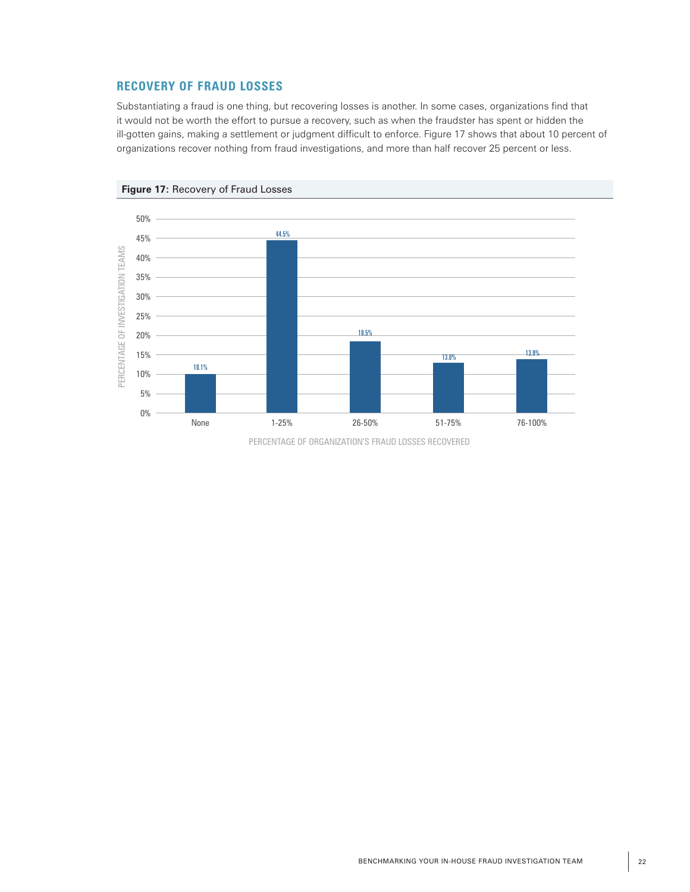## RECOVERY OF FRAUD LOSSES

Substantiating a fraud is one thing, but recovering losses is another. In some cases, organizations find that it would not be worth the effort to pursue a recovery, such as when the fraudster has spent or hidden the ill-gotten gains, making a settlement or judgment difficult to enforce. Figure 17 shows that about 10 percent of organizations recover nothing from fraud investigations, and more than half recover 25 percent or less.

**Figure 17:** Recovery of Fraud Losses

| PERCENTAGE OF ORGANIZATION'S FRAUD LOSSES RECOVERED | PERCENTAGE OF INVESTIGATION TEAMS |
|---|---|
| None | 10.1% |
| 1-25% | 44.5% |
| 26-50% | 18.5% |
| 51-75% | 13.0% |
| 76-100% | 13.9% |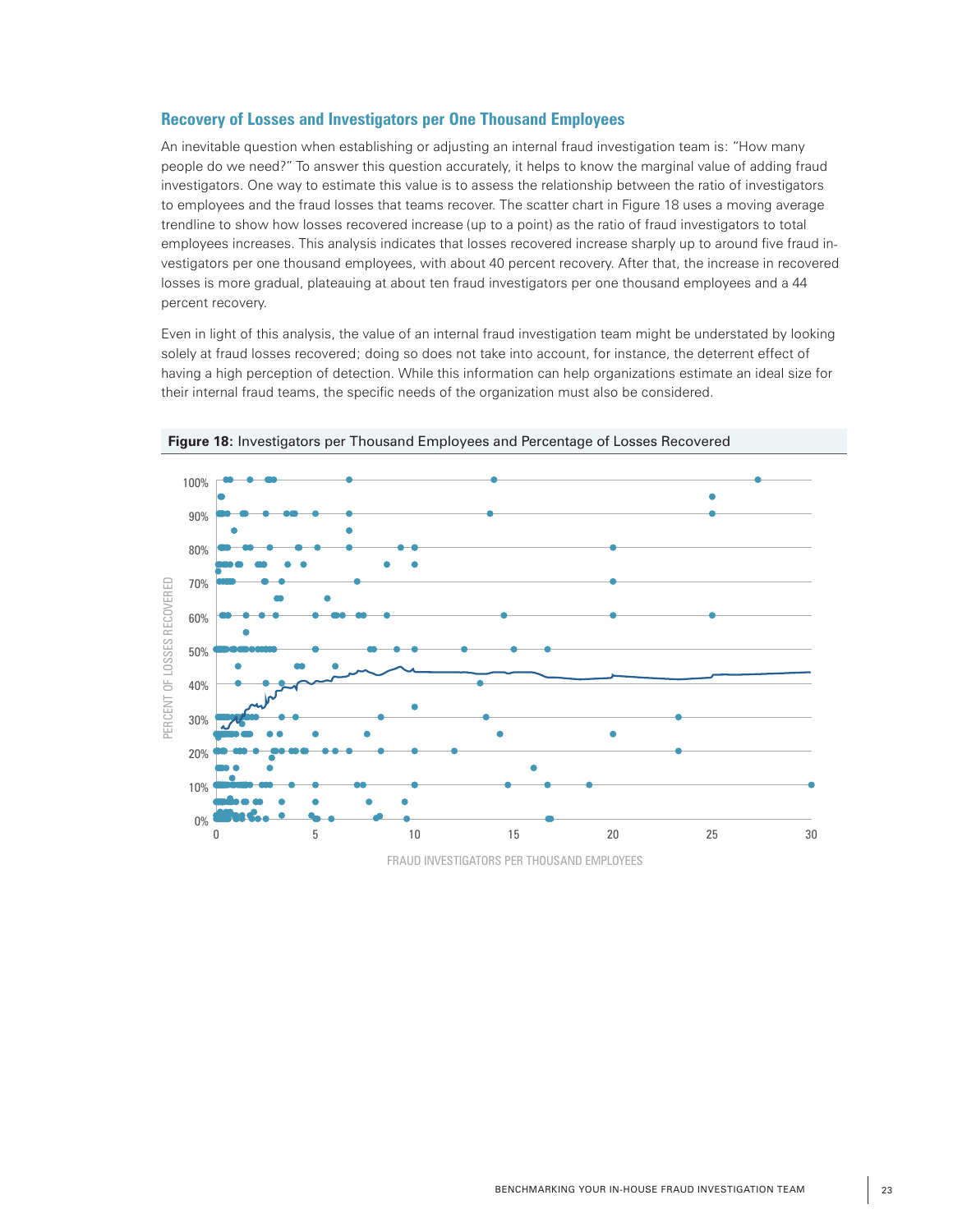## Recovery of Losses and Investigators per One Thousand Employees

An inevitable question when establishing or adjusting an internal fraud investigation team is: "How many people do we need?" To answer this question accurately, it helps to know the marginal value of adding fraud investigators. One way to estimate this value is to assess the relationship between the ratio of investigators to employees and the fraud losses that teams recover. The scatter chart in Figure 18 uses a moving average trendline to show how losses recovered increase (up to a point) as the ratio of fraud investigators to total employees increases. This analysis indicates that losses recovered increase sharply up to around five fraud investigators per one thousand employees, with about 40 percent recovery. After that, the increase in recovered losses is more gradual, plateauing at about ten fraud investigators per one thousand employees and a 44 percent recovery.

Even in light of this analysis, the value of an internal fraud investigation team might be understated by looking solely at fraud losses recovered; doing so does not take into account, for instance, the deterrent effect of having a high perception of detection. While this information can help organizations estimate an ideal size for their internal fraud teams, the specific needs of the organization must also be considered.

**Figure 18:** Investigators per Thousand Employees and Percentage of Losses Recovered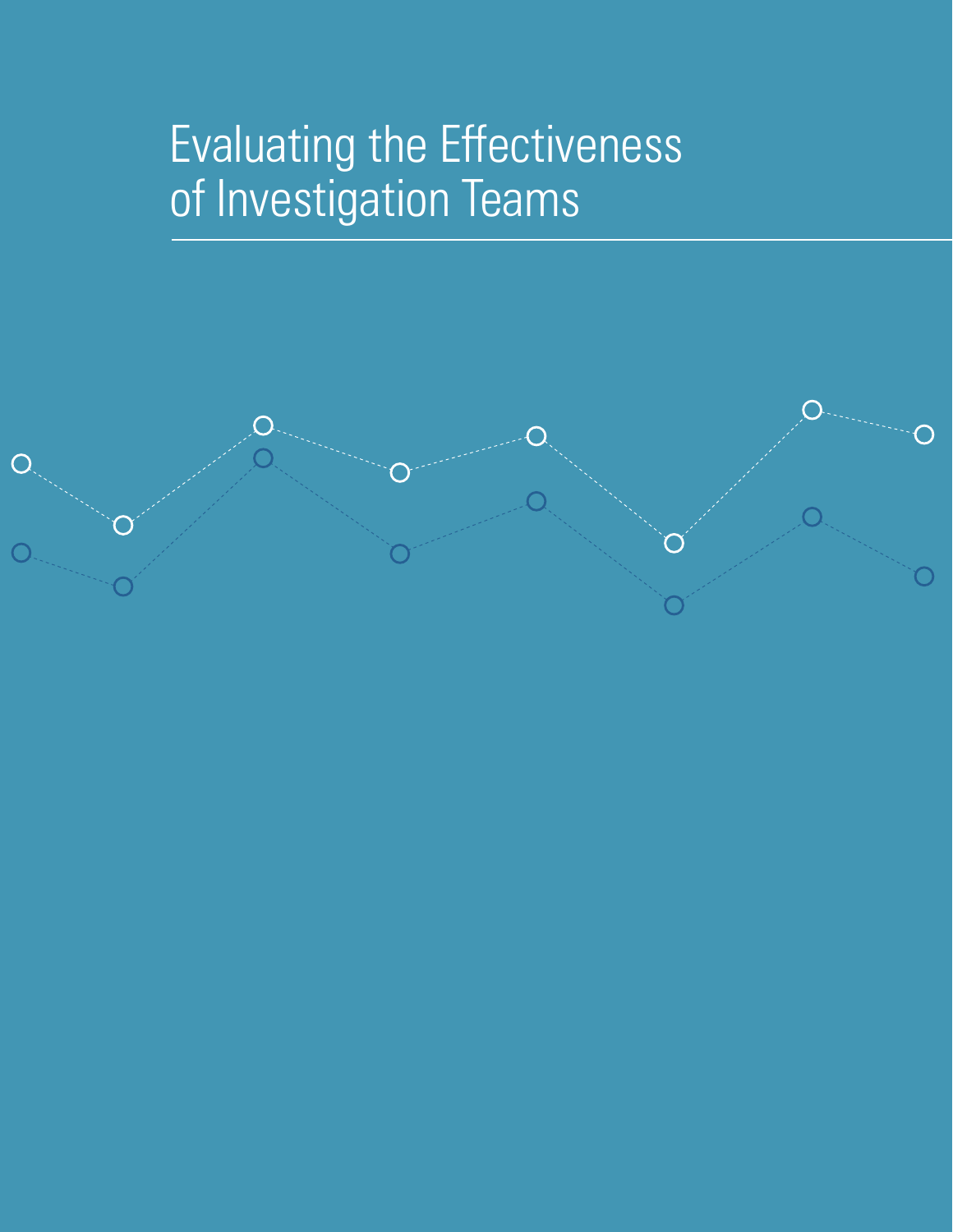# Evaluating the Effectiveness of Investigation Teams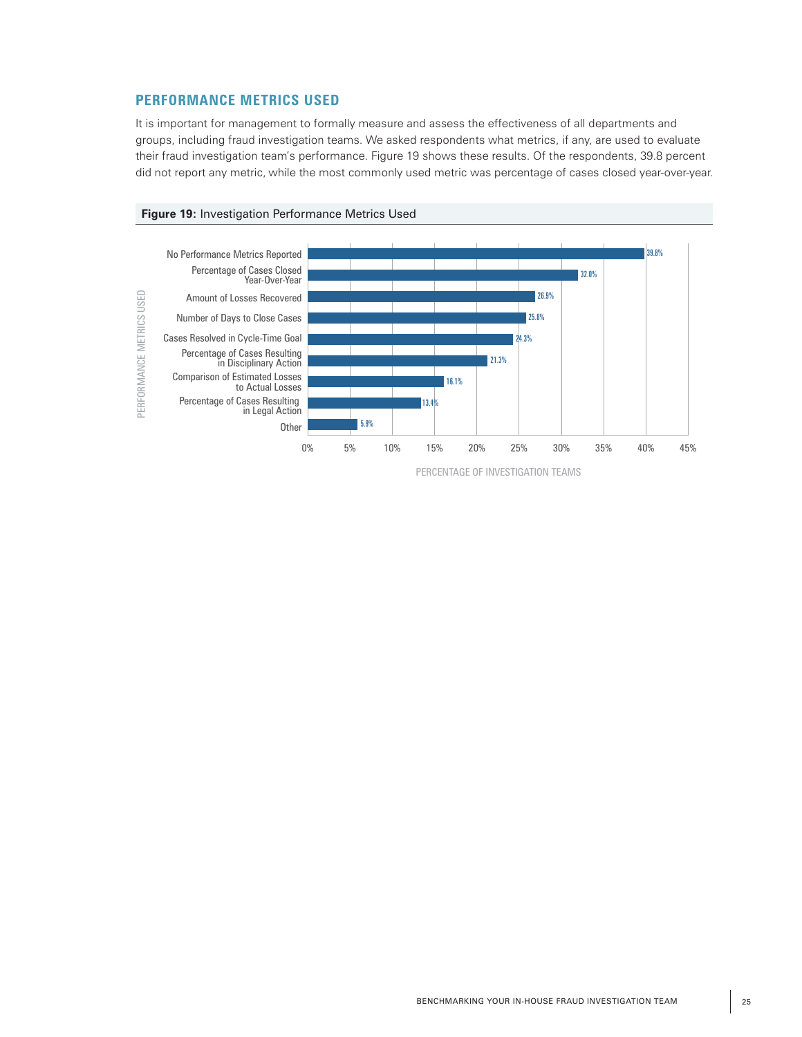## PERFORMANCE METRICS USED

It is important for management to formally measure and assess the effectiveness of all departments and groups, including fraud investigation teams. We asked respondents what metrics, if any, are used to evaluate their fraud investigation team's performance. Figure 19 shows these results. Of the respondents, 39.8 percent did not report any metric, while the most commonly used metric was percentage of cases closed year-over-year.

**Figure 19:** Investigation Performance Metrics Used

| Performance Metrics Used | Percentage of Investigation Teams |
|---|---|
| No Performance Metrics Reported | 39.8% |
| Percentage of Cases Closed Year-Over-Year | 32.0% |
| Amount of Losses Recovered | 26.9% |
| Number of Days to Close Cases | 25.8% |
| Cases Resolved in Cycle-Time Goal | 24.3% |
| Percentage of Cases Resulting in Disciplinary Action | 21.3% |
| Comparison of Estimated Losses to Actual Losses | 16.1% |
| Percentage of Cases Resulting in Legal Action | 13.4% |
| Other | 5.9% |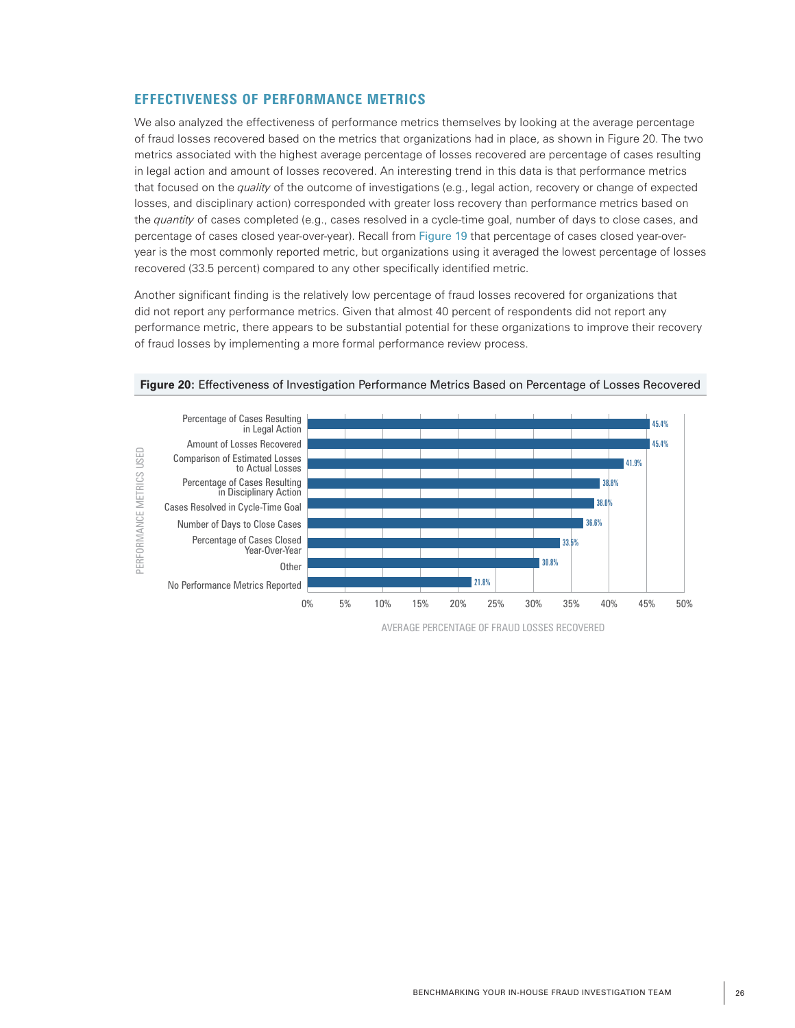## EFFECTIVENESS OF PERFORMANCE METRICS

We also analyzed the effectiveness of performance metrics themselves by looking at the average percentage of fraud losses recovered based on the metrics that organizations had in place, as shown in Figure 20. The two metrics associated with the highest average percentage of losses recovered are percentage of cases resulting in legal action and amount of losses recovered. An interesting trend in this data is that performance metrics that focused on the *quality* of the outcome of investigations (e.g., legal action, recovery or change of expected losses, and disciplinary action) corresponded with greater loss recovery than performance metrics based on the *quantity* of cases completed (e.g., cases resolved in a cycle-time goal, number of days to close cases, and percentage of cases closed year-over-year). Recall from Figure 19 that percentage of cases closed year-over-year is the most commonly reported metric, but organizations using it averaged the lowest percentage of losses recovered (33.5 percent) compared to any other specifically identified metric.

Another significant finding is the relatively low percentage of fraud losses recovered for organizations that did not report any performance metrics. Given that almost 40 percent of respondents did not report any performance metric, there appears to be substantial potential for these organizations to improve their recovery of fraud losses by implementing a more formal performance review process.

**Figure 20:** Effectiveness of Investigation Performance Metrics Based on Percentage of Losses Recovered

| Performance Metrics Used | Average Percentage of Fraud Losses Recovered |
|---|---|
| Percentage of Cases Resulting in Legal Action | 45.4% |
| Amount of Losses Recovered | 45.4% |
| Comparison of Estimated Losses to Actual Losses | 41.9% |
| Percentage of Cases Resulting in Disciplinary Action | 38.8% |
| Cases Resolved in Cycle-Time Goal | 38.0% |
| Number of Days to Close Cases | 36.6% |
| Percentage of Cases Closed Year-Over-Year | 33.5% |
| Other | 30.8% |
| No Performance Metrics Reported | 21.8% |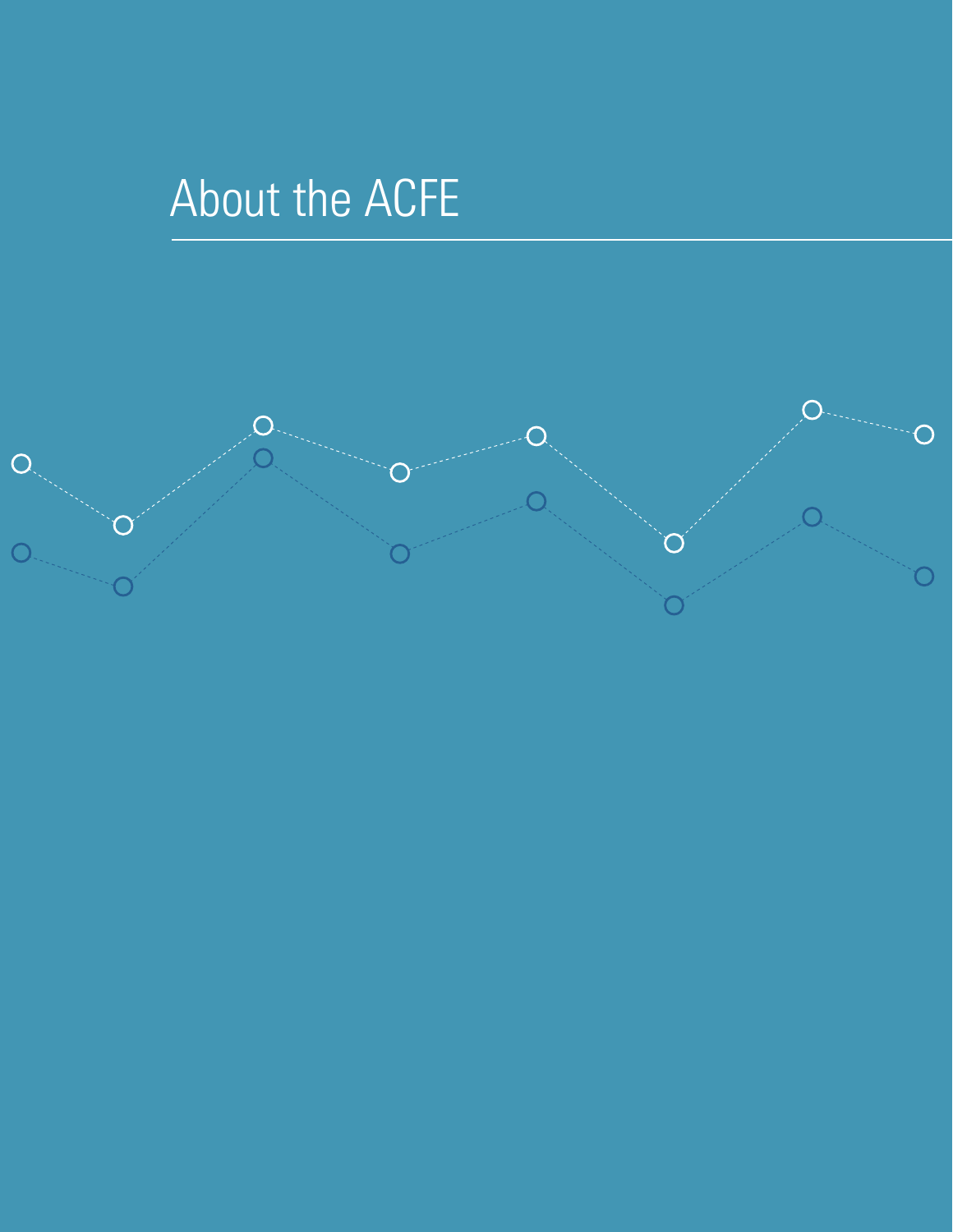# About the ACFE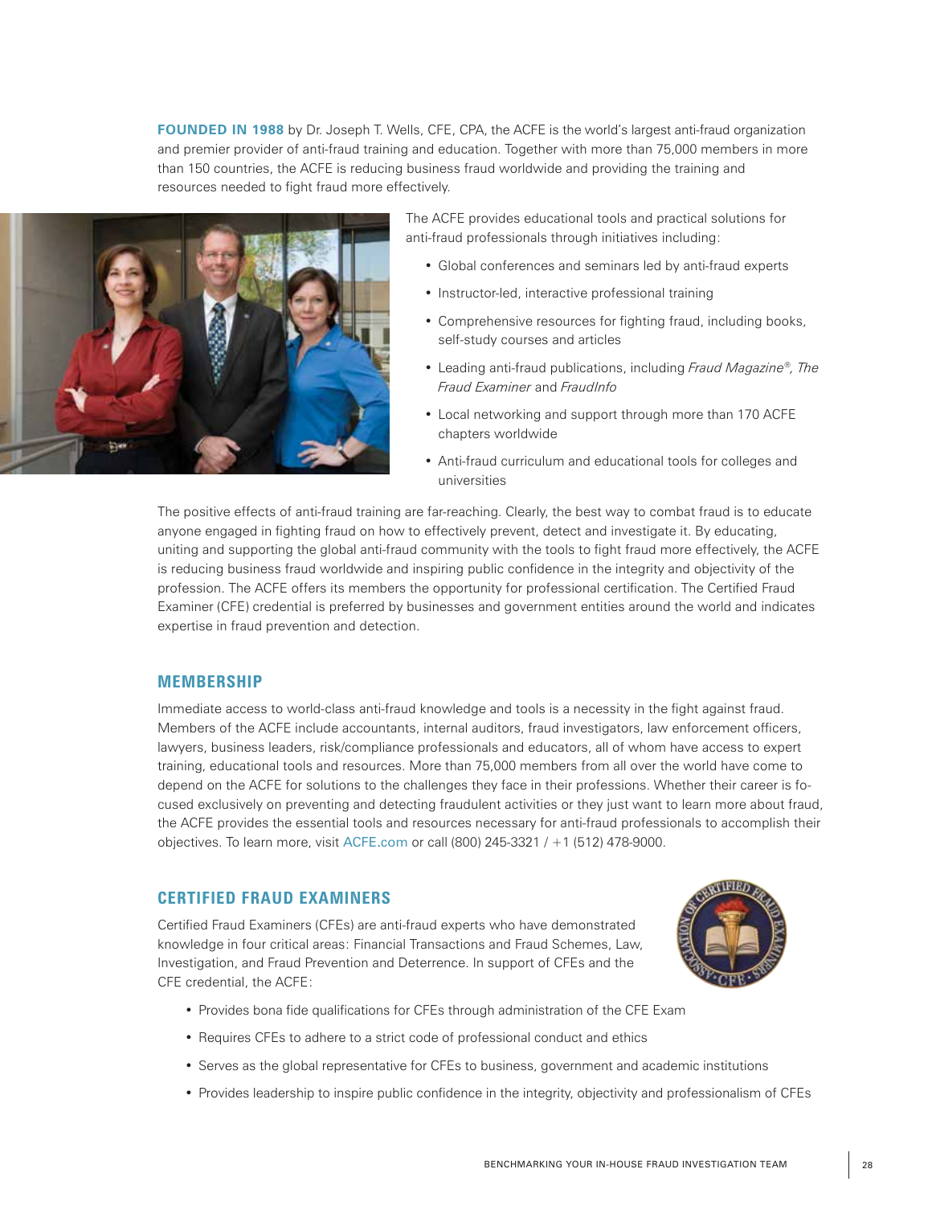**FOUNDED IN 1988** by Dr. Joseph T. Wells, CFE, CPA, the ACFE is the world's largest anti-fraud organization and premier provider of anti-fraud training and education. Together with more than 75,000 members in more than 150 countries, the ACFE is reducing business fraud worldwide and providing the training and resources needed to fight fraud more effectively.

The ACFE provides educational tools and practical solutions for anti-fraud professionals through initiatives including:

- Global conferences and seminars led by anti-fraud experts
- Instructor-led, interactive professional training
- Comprehensive resources for fighting fraud, including books, self-study courses and articles
- Leading anti-fraud publications, including *Fraud Magazine®*, *The Fraud Examiner* and *FraudInfo*
- Local networking and support through more than 170 ACFE chapters worldwide
- Anti-fraud curriculum and educational tools for colleges and universities

The positive effects of anti-fraud training are far-reaching. Clearly, the best way to combat fraud is to educate anyone engaged in fighting fraud on how to effectively prevent, detect and investigate it. By educating, uniting and supporting the global anti-fraud community with the tools to fight fraud more effectively, the ACFE is reducing business fraud worldwide and inspiring public confidence in the integrity and objectivity of the profession. The ACFE offers its members the opportunity for professional certification. The Certified Fraud Examiner (CFE) credential is preferred by businesses and government entities around the world and indicates expertise in fraud prevention and detection.

## MEMBERSHIP

Immediate access to world-class anti-fraud knowledge and tools is a necessity in the fight against fraud. Members of the ACFE include accountants, internal auditors, fraud investigators, law enforcement officers, lawyers, business leaders, risk/compliance professionals and educators, all of whom have access to expert training, educational tools and resources. More than 75,000 members from all over the world have come to depend on the ACFE for solutions to the challenges they face in their professions. Whether their career is focused exclusively on preventing and detecting fraudulent activities or they just want to learn more about fraud, the ACFE provides the essential tools and resources necessary for anti-fraud professionals to accomplish their objectives. To learn more, visit ACFE.com or call (800) 245-3321 / +1 (512) 478-9000.

## CERTIFIED FRAUD EXAMINERS

Certified Fraud Examiners (CFEs) are anti-fraud experts who have demonstrated knowledge in four critical areas: Financial Transactions and Fraud Schemes, Law, Investigation, and Fraud Prevention and Deterrence. In support of CFEs and the CFE credential, the ACFE:

- Provides bona fide qualifications for CFEs through administration of the CFE Exam
- Requires CFEs to adhere to a strict code of professional conduct and ethics
- Serves as the global representative for CFEs to business, government and academic institutions
- Provides leadership to inspire public confidence in the integrity, objectivity and professionalism of CFEs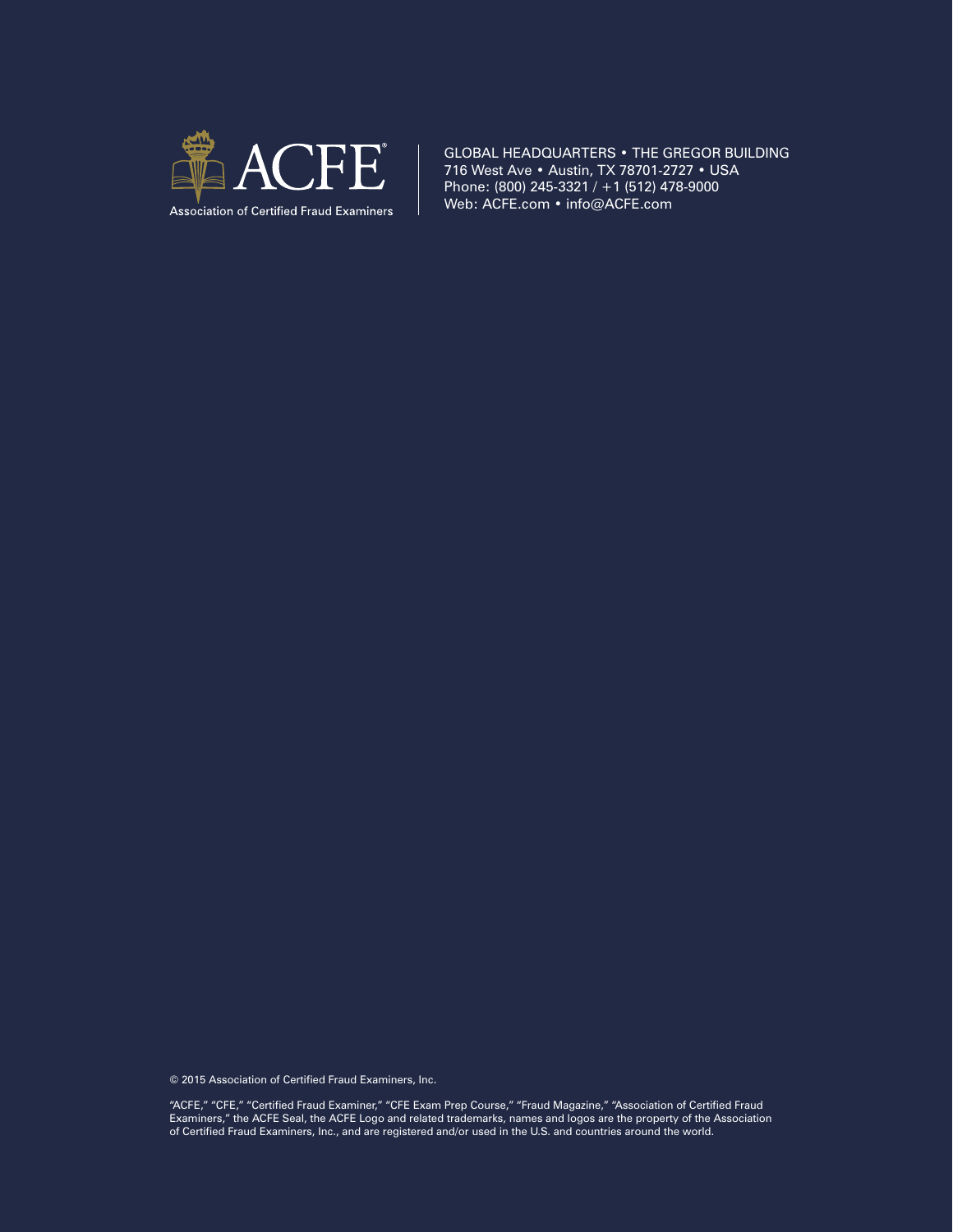ACFE®

Association of Certified Fraud Examiners

GLOBAL HEADQUARTERS • THE GREGOR BUILDING
716 West Ave • Austin, TX 78701-2727 • USA
Phone: (800) 245-3321 / +1 (512) 478-9000
Web: ACFE.com • info@ACFE.com

© 2015 Association of Certified Fraud Examiners, Inc.

"ACFE," "CFE," "Certified Fraud Examiner," "CFE Exam Prep Course," "Fraud Magazine," "Association of Certified Fraud Examiners," the ACFE Seal, the ACFE Logo and related trademarks, names and logos are the property of the Association of Certified Fraud Examiners, Inc., and are registered and/or used in the U.S. and countries around the world.